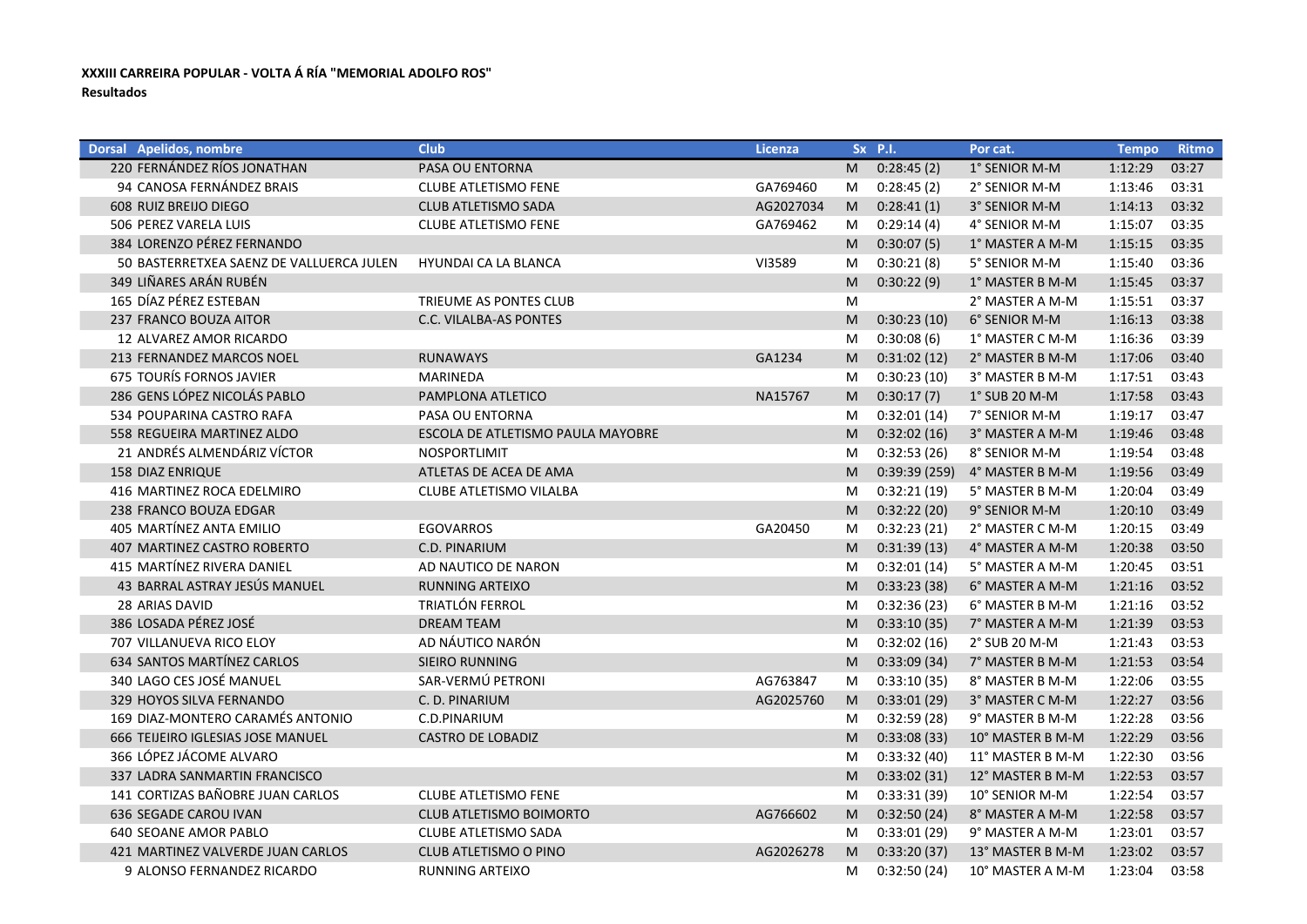**XXXIII CARREIRA POPULAR - VOLTA Á RÍA "MEMORIAL ADOLFO ROS"**

**Resultados**

| Dorsal | Apelidos, nombre | Club | Licenza | Sx | P.I. | Por cat. | Tempo | Ritmo |
|---|---|---|---|---|---|---|---|---|
| 220 | FERNÁNDEZ RÍOS JONATHAN | PASA OU ENTORNA | | M | 0:28:45 (2) | 1° SENIOR M-M | 1:12:29 | 03:27 |
| 94 | CANOSA FERNÁNDEZ BRAIS | CLUBE ATLETISMO FENE | GA769460 | M | 0:28:45 (2) | 2° SENIOR M-M | 1:13:46 | 03:31 |
| 608 | RUIZ BREIJO DIEGO | CLUB ATLETISMO SADA | AG2027034 | M | 0:28:41 (1) | 3° SENIOR M-M | 1:14:13 | 03:32 |
| 506 | PEREZ VARELA LUIS | CLUBE ATLETISMO FENE | GA769462 | M | 0:29:14 (4) | 4° SENIOR M-M | 1:15:07 | 03:35 |
| 384 | LORENZO PÉREZ FERNANDO | | | M | 0:30:07 (5) | 1° MASTER A M-M | 1:15:15 | 03:35 |
| 50 | BASTERRETXEA SAENZ DE VALLUERCA JULEN | HYUNDAI CA LA BLANCA | VI3589 | M | 0:30:21 (8) | 5° SENIOR M-M | 1:15:40 | 03:36 |
| 349 | LIÑARES ARÁN RUBÉN | | | M | 0:30:22 (9) | 1° MASTER B M-M | 1:15:45 | 03:37 |
| 165 | DÍAZ PÉREZ ESTEBAN | TRIEUME AS PONTES CLUB | | M | | 2° MASTER A M-M | 1:15:51 | 03:37 |
| 237 | FRANCO BOUZA AITOR | C.C. VILALBA-AS PONTES | | M | 0:30:23 (10) | 6° SENIOR M-M | 1:16:13 | 03:38 |
| 12 | ALVAREZ AMOR RICARDO | | | M | 0:30:08 (6) | 1° MASTER C M-M | 1:16:36 | 03:39 |
| 213 | FERNANDEZ MARCOS NOEL | RUNAWAYS | GA1234 | M | 0:31:02 (12) | 2° MASTER B M-M | 1:17:06 | 03:40 |
| 675 | TOURÍS FORNOS JAVIER | MARINEDA | | M | 0:30:23 (10) | 3° MASTER B M-M | 1:17:51 | 03:43 |
| 286 | GENS LÓPEZ NICOLÁS PABLO | PAMPLONA ATLETICO | NA15767 | M | 0:30:17 (7) | 1° SUB 20 M-M | 1:17:58 | 03:43 |
| 534 | POUPARINA CASTRO RAFA | PASA OU ENTORNA | | M | 0:32:01 (14) | 7° SENIOR M-M | 1:19:17 | 03:47 |
| 558 | REGUEIRA MARTINEZ ALDO | ESCOLA DE ATLETISMO PAULA MAYOBRE | | M | 0:32:02 (16) | 3° MASTER A M-M | 1:19:46 | 03:48 |
| 21 | ANDRÉS ALMENDÁRIZ VÍCTOR | NOSPORTLIMIT | | M | 0:32:53 (26) | 8° SENIOR M-M | 1:19:54 | 03:48 |
| 158 | DIAZ ENRIQUE | ATLETAS DE ACEA DE AMA | | M | 0:39:39 (259) | 4° MASTER B M-M | 1:19:56 | 03:49 |
| 416 | MARTINEZ ROCA EDELMIRO | CLUBE ATLETISMO VILALBA | | M | 0:32:21 (19) | 5° MASTER B M-M | 1:20:04 | 03:49 |
| 238 | FRANCO BOUZA EDGAR | | | M | 0:32:22 (20) | 9° SENIOR M-M | 1:20:10 | 03:49 |
| 405 | MARTÍNEZ ANTA EMILIO | EGOVARROS | GA20450 | M | 0:32:23 (21) | 2° MASTER C M-M | 1:20:15 | 03:49 |
| 407 | MARTINEZ CASTRO ROBERTO | C.D. PINARIUM | | M | 0:31:39 (13) | 4° MASTER A M-M | 1:20:38 | 03:50 |
| 415 | MARTÍNEZ RIVERA DANIEL | AD NAUTICO DE NARON | | M | 0:32:01 (14) | 5° MASTER A M-M | 1:20:45 | 03:51 |
| 43 | BARRAL ASTRAY JESÚS MANUEL | RUNNING ARTEIXO | | M | 0:33:23 (38) | 6° MASTER A M-M | 1:21:16 | 03:52 |
| 28 | ARIAS DAVID | TRIATLÓN FERROL | | M | 0:32:36 (23) | 6° MASTER B M-M | 1:21:16 | 03:52 |
| 386 | LOSADA PÉREZ JOSÉ | DREAM TEAM | | M | 0:33:10 (35) | 7° MASTER A M-M | 1:21:39 | 03:53 |
| 707 | VILLANUEVA RICO ELOY | AD NÁUTICO NARÓN | | M | 0:32:02 (16) | 2° SUB 20 M-M | 1:21:43 | 03:53 |
| 634 | SANTOS MARTÍNEZ CARLOS | SIEIRO RUNNING | | M | 0:33:09 (34) | 7° MASTER B M-M | 1:21:53 | 03:54 |
| 340 | LAGO CES JOSÉ MANUEL | SAR-VERMÚ PETRONI | AG763847 | M | 0:33:10 (35) | 8° MASTER B M-M | 1:22:06 | 03:55 |
| 329 | HOYOS SILVA FERNANDO | C. D. PINARIUM | AG2025760 | M | 0:33:01 (29) | 3° MASTER C M-M | 1:22:27 | 03:56 |
| 169 | DIAZ-MONTERO CARAMÉS ANTONIO | C.D.PINARIUM | | M | 0:32:59 (28) | 9° MASTER B M-M | 1:22:28 | 03:56 |
| 666 | TEIJEIRO IGLESIAS JOSE MANUEL | CASTRO DE LOBADIZ | | M | 0:33:08 (33) | 10° MASTER B M-M | 1:22:29 | 03:56 |
| 366 | LÓPEZ JÁCOME ALVARO | | | M | 0:33:32 (40) | 11° MASTER B M-M | 1:22:30 | 03:56 |
| 337 | LADRA SANMARTIN FRANCISCO | | | M | 0:33:02 (31) | 12° MASTER B M-M | 1:22:53 | 03:57 |
| 141 | CORTIZAS BAÑOBRE JUAN CARLOS | CLUBE ATLETISMO FENE | | M | 0:33:31 (39) | 10° SENIOR M-M | 1:22:54 | 03:57 |
| 636 | SEGADE CAROU IVAN | CLUB ATLETISMO BOIMORTO | AG766602 | M | 0:32:50 (24) | 8° MASTER A M-M | 1:22:58 | 03:57 |
| 640 | SEOANE AMOR PABLO | CLUBE ATLETISMO SADA | | M | 0:33:01 (29) | 9° MASTER A M-M | 1:23:01 | 03:57 |
| 421 | MARTINEZ VALVERDE JUAN CARLOS | CLUB ATLETISMO O PINO | AG2026278 | M | 0:33:20 (37) | 13° MASTER B M-M | 1:23:02 | 03:57 |
| 9 | ALONSO FERNANDEZ RICARDO | RUNNING ARTEIXO | | M | 0:32:50 (24) | 10° MASTER A M-M | 1:23:04 | 03:58 |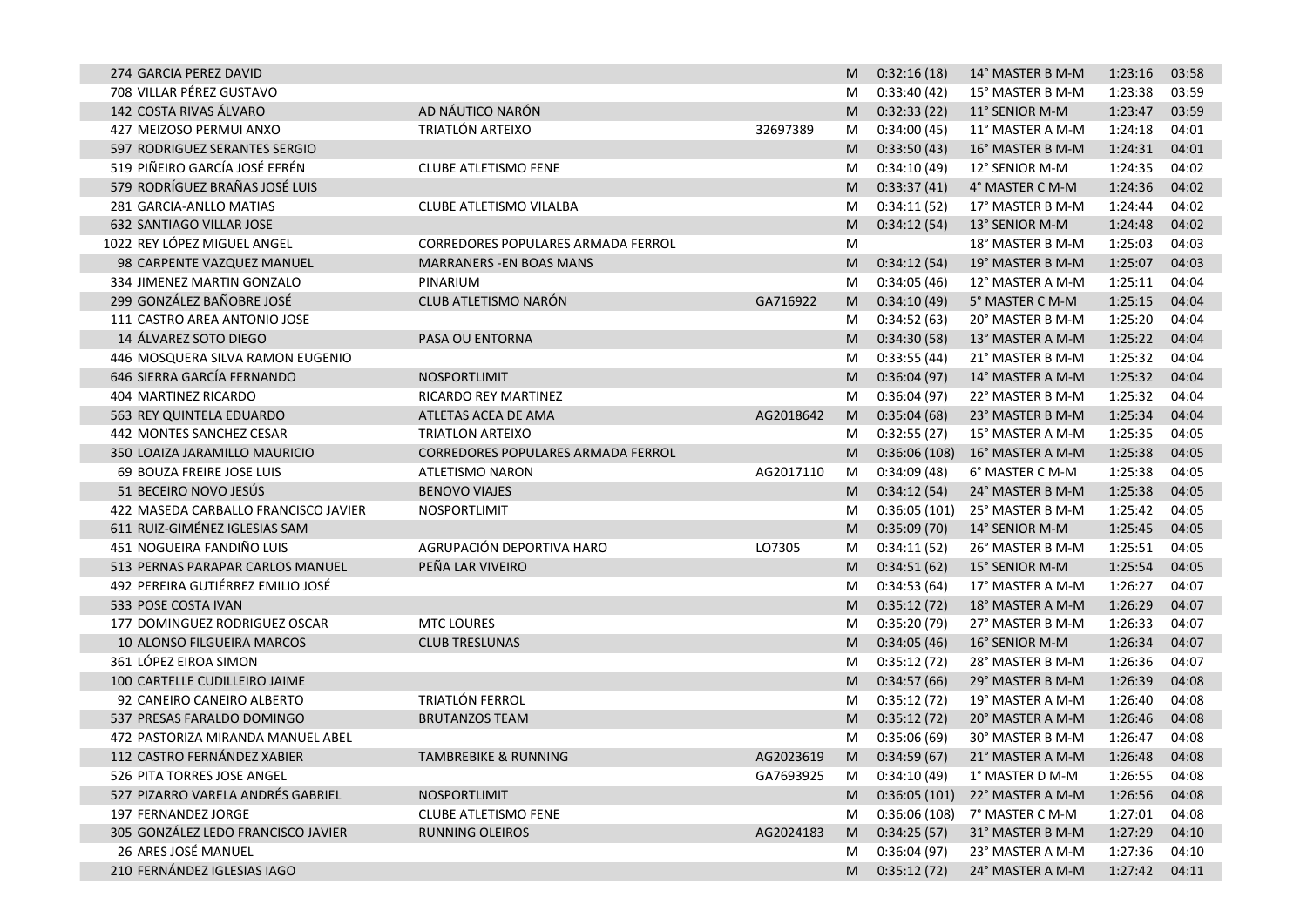| | | | | | | | |
|---|---|---|---|---|---|---|---|
| 274 GARCIA PEREZ DAVID | | | M | 0:32:16 (18) | 14° MASTER B M-M | 1:23:16 | 03:58 |
| 708 VILLAR PÉREZ GUSTAVO | | | M | 0:33:40 (42) | 15° MASTER B M-M | 1:23:38 | 03:59 |
| 142 COSTA RIVAS ÁLVARO | AD NÁUTICO NARÓN | | M | 0:32:33 (22) | 11° SENIOR M-M | 1:23:47 | 03:59 |
| 427 MEIZOSO PERMUI ANXO | TRIATLÓN ARTEIXO | 32697389 | M | 0:34:00 (45) | 11° MASTER A M-M | 1:24:18 | 04:01 |
| 597 RODRIGUEZ SERANTES SERGIO | | | M | 0:33:50 (43) | 16° MASTER B M-M | 1:24:31 | 04:01 |
| 519 PIÑEIRO GARCÍA JOSÉ EFRÉN | CLUBE ATLETISMO FENE | | M | 0:34:10 (49) | 12° SENIOR M-M | 1:24:35 | 04:02 |
| 579 RODRÍGUEZ BRAÑAS JOSÉ LUIS | | | M | 0:33:37 (41) | 4° MASTER C M-M | 1:24:36 | 04:02 |
| 281 GARCIA-ANLLO MATIAS | CLUBE ATLETISMO VILALBA | | M | 0:34:11 (52) | 17° MASTER B M-M | 1:24:44 | 04:02 |
| 632 SANTIAGO VILLAR JOSE | | | M | 0:34:12 (54) | 13° SENIOR M-M | 1:24:48 | 04:02 |
| 1022 REY LÓPEZ MIGUEL ANGEL | CORREDORES POPULARES ARMADA FERROL | | M | | 18° MASTER B M-M | 1:25:03 | 04:03 |
| 98 CARPENTE VAZQUEZ MANUEL | MARRANERS -EN BOAS MANS | | M | 0:34:12 (54) | 19° MASTER B M-M | 1:25:07 | 04:03 |
| 334 JIMENEZ MARTIN GONZALO | PINARIUM | | M | 0:34:05 (46) | 12° MASTER A M-M | 1:25:11 | 04:04 |
| 299 GONZÁLEZ BAÑOBRE JOSÉ | CLUB ATLETISMO NARÓN | GA716922 | M | 0:34:10 (49) | 5° MASTER C M-M | 1:25:15 | 04:04 |
| 111 CASTRO AREA ANTONIO JOSE | | | M | 0:34:52 (63) | 20° MASTER B M-M | 1:25:20 | 04:04 |
| 14 ÁLVAREZ SOTO DIEGO | PASA OU ENTORNA | | M | 0:34:30 (58) | 13° MASTER A M-M | 1:25:22 | 04:04 |
| 446 MOSQUERA SILVA RAMON EUGENIO | | | M | 0:33:55 (44) | 21° MASTER B M-M | 1:25:32 | 04:04 |
| 646 SIERRA GARCÍA FERNANDO | NOSPORTLIMIT | | M | 0:36:04 (97) | 14° MASTER A M-M | 1:25:32 | 04:04 |
| 404 MARTINEZ RICARDO | RICARDO REY MARTINEZ | | M | 0:36:04 (97) | 22° MASTER B M-M | 1:25:32 | 04:04 |
| 563 REY QUINTELA EDUARDO | ATLETAS ACEA DE AMA | AG2018642 | M | 0:35:04 (68) | 23° MASTER B M-M | 1:25:34 | 04:04 |
| 442 MONTES SANCHEZ CESAR | TRIATLON ARTEIXO | | M | 0:32:55 (27) | 15° MASTER A M-M | 1:25:35 | 04:05 |
| 350 LOAIZA JARAMILLO MAURICIO | CORREDORES POPULARES ARMADA FERROL | | M | 0:36:06 (108) | 16° MASTER A M-M | 1:25:38 | 04:05 |
| 69 BOUZA FREIRE JOSE LUIS | ATLETISMO NARON | AG2017110 | M | 0:34:09 (48) | 6° MASTER C M-M | 1:25:38 | 04:05 |
| 51 BECEIRO NOVO JESÚS | BENOVO VIAJES | | M | 0:34:12 (54) | 24° MASTER B M-M | 1:25:38 | 04:05 |
| 422 MASEDA CARBALLO FRANCISCO JAVIER | NOSPORTLIMIT | | M | 0:36:05 (101) | 25° MASTER B M-M | 1:25:42 | 04:05 |
| 611 RUIZ-GIMÉNEZ IGLESIAS SAM | | | M | 0:35:09 (70) | 14° SENIOR M-M | 1:25:45 | 04:05 |
| 451 NOGUEIRA FANDIÑO LUIS | AGRUPACIÓN DEPORTIVA HARO | LO7305 | M | 0:34:11 (52) | 26° MASTER B M-M | 1:25:51 | 04:05 |
| 513 PERNAS PARAPAR CARLOS MANUEL | PEÑA LAR VIVEIRO | | M | 0:34:51 (62) | 15° SENIOR M-M | 1:25:54 | 04:05 |
| 492 PEREIRA GUTIÉRREZ EMILIO JOSÉ | | | M | 0:34:53 (64) | 17° MASTER A M-M | 1:26:27 | 04:07 |
| 533 POSE COSTA IVAN | | | M | 0:35:12 (72) | 18° MASTER A M-M | 1:26:29 | 04:07 |
| 177 DOMINGUEZ RODRIGUEZ OSCAR | MTC LOURES | | M | 0:35:20 (79) | 27° MASTER B M-M | 1:26:33 | 04:07 |
| 10 ALONSO FILGUEIRA MARCOS | CLUB TRESLUNAS | | M | 0:34:05 (46) | 16° SENIOR M-M | 1:26:34 | 04:07 |
| 361 LÓPEZ EIROA SIMON | | | M | 0:35:12 (72) | 28° MASTER B M-M | 1:26:36 | 04:07 |
| 100 CARTELLE CUDILLEIRO JAIME | | | M | 0:34:57 (66) | 29° MASTER B M-M | 1:26:39 | 04:08 |
| 92 CANEIRO CANEIRO ALBERTO | TRIATLÓN FERROL | | M | 0:35:12 (72) | 19° MASTER A M-M | 1:26:40 | 04:08 |
| 537 PRESAS FARALDO DOMINGO | BRUTANZOS TEAM | | M | 0:35:12 (72) | 20° MASTER A M-M | 1:26:46 | 04:08 |
| 472 PASTORIZA MIRANDA MANUEL ABEL | | | M | 0:35:06 (69) | 30° MASTER B M-M | 1:26:47 | 04:08 |
| 112 CASTRO FERNÁNDEZ XABIER | TAMBREBIKE & RUNNING | AG2023619 | M | 0:34:59 (67) | 21° MASTER A M-M | 1:26:48 | 04:08 |
| 526 PITA TORRES JOSE ANGEL | | GA7693925 | M | 0:34:10 (49) | 1° MASTER D M-M | 1:26:55 | 04:08 |
| 527 PIZARRO VARELA ANDRÉS GABRIEL | NOSPORTLIMIT | | M | 0:36:05 (101) | 22° MASTER A M-M | 1:26:56 | 04:08 |
| 197 FERNANDEZ JORGE | CLUBE ATLETISMO FENE | | M | 0:36:06 (108) | 7° MASTER C M-M | 1:27:01 | 04:08 |
| 305 GONZÁLEZ LEDO FRANCISCO JAVIER | RUNNING OLEIROS | AG2024183 | M | 0:34:25 (57) | 31° MASTER B M-M | 1:27:29 | 04:10 |
| 26 ARES JOSÉ MANUEL | | | M | 0:36:04 (97) | 23° MASTER A M-M | 1:27:36 | 04:10 |
| 210 FERNÁNDEZ IGLESIAS IAGO | | | M | 0:35:12 (72) | 24° MASTER A M-M | 1:27:42 | 04:11 |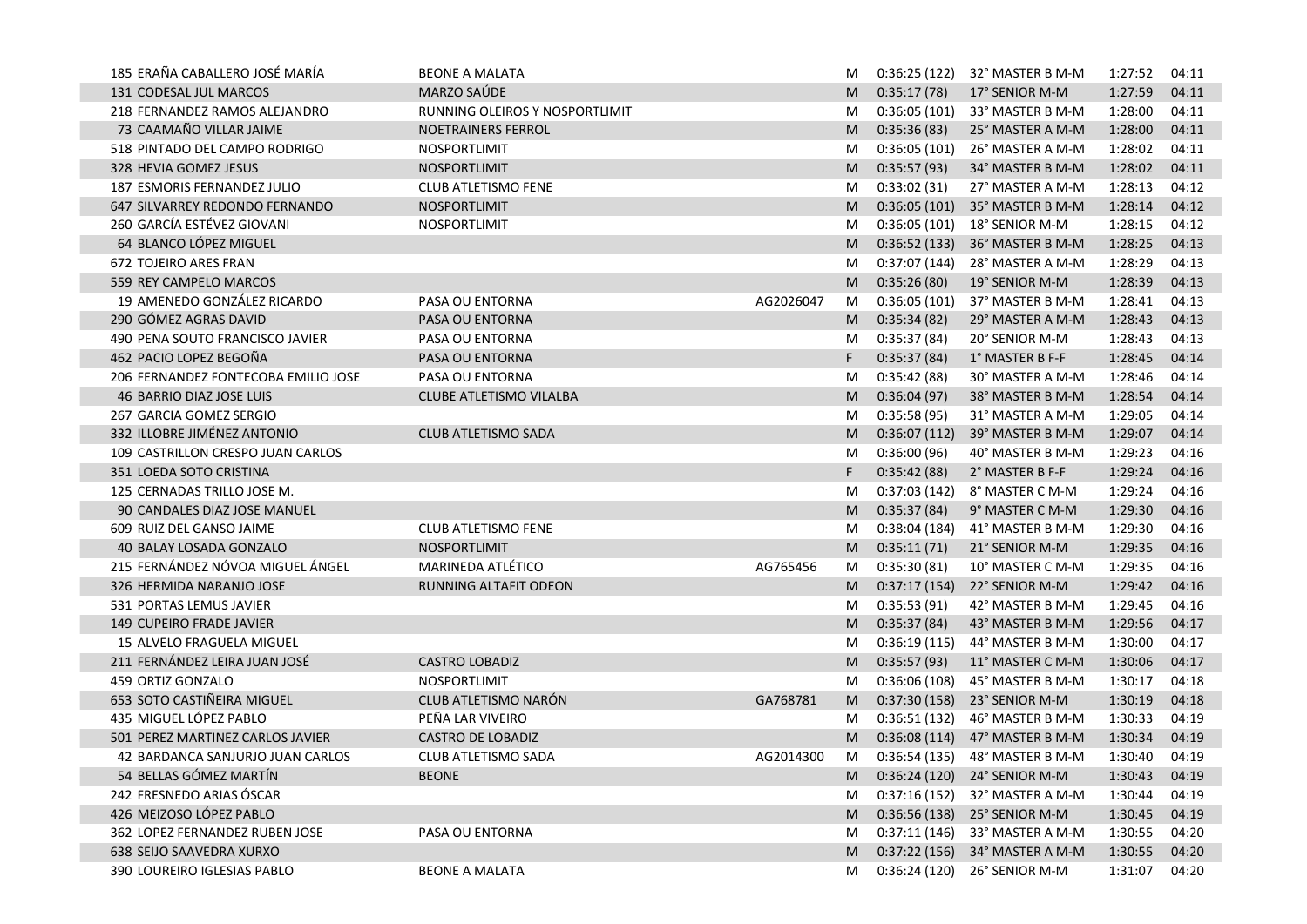| | | | | | | | |
|---|---|---|---|---|---|---|---|
| 185 ERAÑA CABALLERO JOSÉ MARÍA | BEONE A MALATA | | M | 0:36:25 (122) | 32° MASTER B M-M | 1:27:52 | 04:11 |
| 131 CODESAL JUL MARCOS | MARZO SAÚDE | | M | 0:35:17 (78) | 17° SENIOR M-M | 1:27:59 | 04:11 |
| 218 FERNANDEZ RAMOS ALEJANDRO | RUNNING OLEIROS Y NOSPORTLIMIT | | M | 0:36:05 (101) | 33° MASTER B M-M | 1:28:00 | 04:11 |
| 73 CAAMAÑO VILLAR JAIME | NOETRAINERS FERROL | | M | 0:35:36 (83) | 25° MASTER A M-M | 1:28:00 | 04:11 |
| 518 PINTADO DEL CAMPO RODRIGO | NOSPORTLIMIT | | M | 0:36:05 (101) | 26° MASTER A M-M | 1:28:02 | 04:11 |
| 328 HEVIA GOMEZ JESUS | NOSPORTLIMIT | | M | 0:35:57 (93) | 34° MASTER B M-M | 1:28:02 | 04:11 |
| 187 ESMORIS FERNANDEZ JULIO | CLUB ATLETISMO FENE | | M | 0:33:02 (31) | 27° MASTER A M-M | 1:28:13 | 04:12 |
| 647 SILVARREY REDONDO FERNANDO | NOSPORTLIMIT | | M | 0:36:05 (101) | 35° MASTER B M-M | 1:28:14 | 04:12 |
| 260 GARCÍA ESTÉVEZ GIOVANI | NOSPORTLIMIT | | M | 0:36:05 (101) | 18° SENIOR M-M | 1:28:15 | 04:12 |
| 64 BLANCO LÓPEZ MIGUEL | | | M | 0:36:52 (133) | 36° MASTER B M-M | 1:28:25 | 04:13 |
| 672 TOJEIRO ARES FRAN | | | M | 0:37:07 (144) | 28° MASTER A M-M | 1:28:29 | 04:13 |
| 559 REY CAMPELO MARCOS | | | M | 0:35:26 (80) | 19° SENIOR M-M | 1:28:39 | 04:13 |
| 19 AMENEDO GONZÁLEZ RICARDO | PASA OU ENTORNA | AG2026047 | M | 0:36:05 (101) | 37° MASTER B M-M | 1:28:41 | 04:13 |
| 290 GÓMEZ AGRAS DAVID | PASA OU ENTORNA | | M | 0:35:34 (82) | 29° MASTER A M-M | 1:28:43 | 04:13 |
| 490 PENA SOUTO FRANCISCO JAVIER | PASA OU ENTORNA | | M | 0:35:37 (84) | 20° SENIOR M-M | 1:28:43 | 04:13 |
| 462 PACIO LOPEZ BEGOÑA | PASA OU ENTORNA | | F | 0:35:37 (84) | 1° MASTER B F-F | 1:28:45 | 04:14 |
| 206 FERNANDEZ FONTECOBA EMILIO JOSE | PASA OU ENTORNA | | M | 0:35:42 (88) | 30° MASTER A M-M | 1:28:46 | 04:14 |
| 46 BARRIO DIAZ JOSE LUIS | CLUBE ATLETISMO VILALBA | | M | 0:36:04 (97) | 38° MASTER B M-M | 1:28:54 | 04:14 |
| 267 GARCIA GOMEZ SERGIO | | | M | 0:35:58 (95) | 31° MASTER A M-M | 1:29:05 | 04:14 |
| 332 ILLOBRE JIMÉNEZ ANTONIO | CLUB ATLETISMO SADA | | M | 0:36:07 (112) | 39° MASTER B M-M | 1:29:07 | 04:14 |
| 109 CASTRILLON CRESPO JUAN CARLOS | | | M | 0:36:00 (96) | 40° MASTER B M-M | 1:29:23 | 04:16 |
| 351 LOEDA SOTO CRISTINA | | | F | 0:35:42 (88) | 2° MASTER B F-F | 1:29:24 | 04:16 |
| 125 CERNADAS TRILLO JOSE M. | | | M | 0:37:03 (142) | 8° MASTER C M-M | 1:29:24 | 04:16 |
| 90 CANDALES DIAZ JOSE MANUEL | | | M | 0:35:37 (84) | 9° MASTER C M-M | 1:29:30 | 04:16 |
| 609 RUIZ DEL GANSO JAIME | CLUB ATLETISMO FENE | | M | 0:38:04 (184) | 41° MASTER B M-M | 1:29:30 | 04:16 |
| 40 BALAY LOSADA GONZALO | NOSPORTLIMIT | | M | 0:35:11 (71) | 21° SENIOR M-M | 1:29:35 | 04:16 |
| 215 FERNÁNDEZ NÓVOA MIGUEL ÁNGEL | MARINEDA ATLÉTICO | AG765456 | M | 0:35:30 (81) | 10° MASTER C M-M | 1:29:35 | 04:16 |
| 326 HERMIDA NARANJO JOSE | RUNNING ALTAFIT ODEON | | M | 0:37:17 (154) | 22° SENIOR M-M | 1:29:42 | 04:16 |
| 531 PORTAS LEMUS JAVIER | | | M | 0:35:53 (91) | 42° MASTER B M-M | 1:29:45 | 04:16 |
| 149 CUPEIRO FRADE JAVIER | | | M | 0:35:37 (84) | 43° MASTER B M-M | 1:29:56 | 04:17 |
| 15 ALVELO FRAGUELA MIGUEL | | | M | 0:36:19 (115) | 44° MASTER B M-M | 1:30:00 | 04:17 |
| 211 FERNÁNDEZ LEIRA JUAN JOSÉ | CASTRO LOBADIZ | | M | 0:35:57 (93) | 11° MASTER C M-M | 1:30:06 | 04:17 |
| 459 ORTIZ GONZALO | NOSPORTLIMIT | | M | 0:36:06 (108) | 45° MASTER B M-M | 1:30:17 | 04:18 |
| 653 SOTO CASTIÑEIRA MIGUEL | CLUB ATLETISMO NARÓN | GA768781 | M | 0:37:30 (158) | 23° SENIOR M-M | 1:30:19 | 04:18 |
| 435 MIGUEL LÓPEZ PABLO | PEÑA LAR VIVEIRO | | M | 0:36:51 (132) | 46° MASTER B M-M | 1:30:33 | 04:19 |
| 501 PEREZ MARTINEZ CARLOS JAVIER | CASTRO DE LOBADIZ | | M | 0:36:08 (114) | 47° MASTER B M-M | 1:30:34 | 04:19 |
| 42 BARDANCA SANJURJO JUAN CARLOS | CLUB ATLETISMO SADA | AG2014300 | M | 0:36:54 (135) | 48° MASTER B M-M | 1:30:40 | 04:19 |
| 54 BELLAS GÓMEZ MARTÍN | BEONE | | M | 0:36:24 (120) | 24° SENIOR M-M | 1:30:43 | 04:19 |
| 242 FRESNEDO ARIAS ÓSCAR | | | M | 0:37:16 (152) | 32° MASTER A M-M | 1:30:44 | 04:19 |
| 426 MEIZOSO LÓPEZ PABLO | | | M | 0:36:56 (138) | 25° SENIOR M-M | 1:30:45 | 04:19 |
| 362 LOPEZ FERNANDEZ RUBEN JOSE | PASA OU ENTORNA | | M | 0:37:11 (146) | 33° MASTER A M-M | 1:30:55 | 04:20 |
| 638 SEIJO SAAVEDRA XURXO | | | M | 0:37:22 (156) | 34° MASTER A M-M | 1:30:55 | 04:20 |
| 390 LOUREIRO IGLESIAS PABLO | BEONE A MALATA | | M | 0:36:24 (120) | 26° SENIOR M-M | 1:31:07 | 04:20 |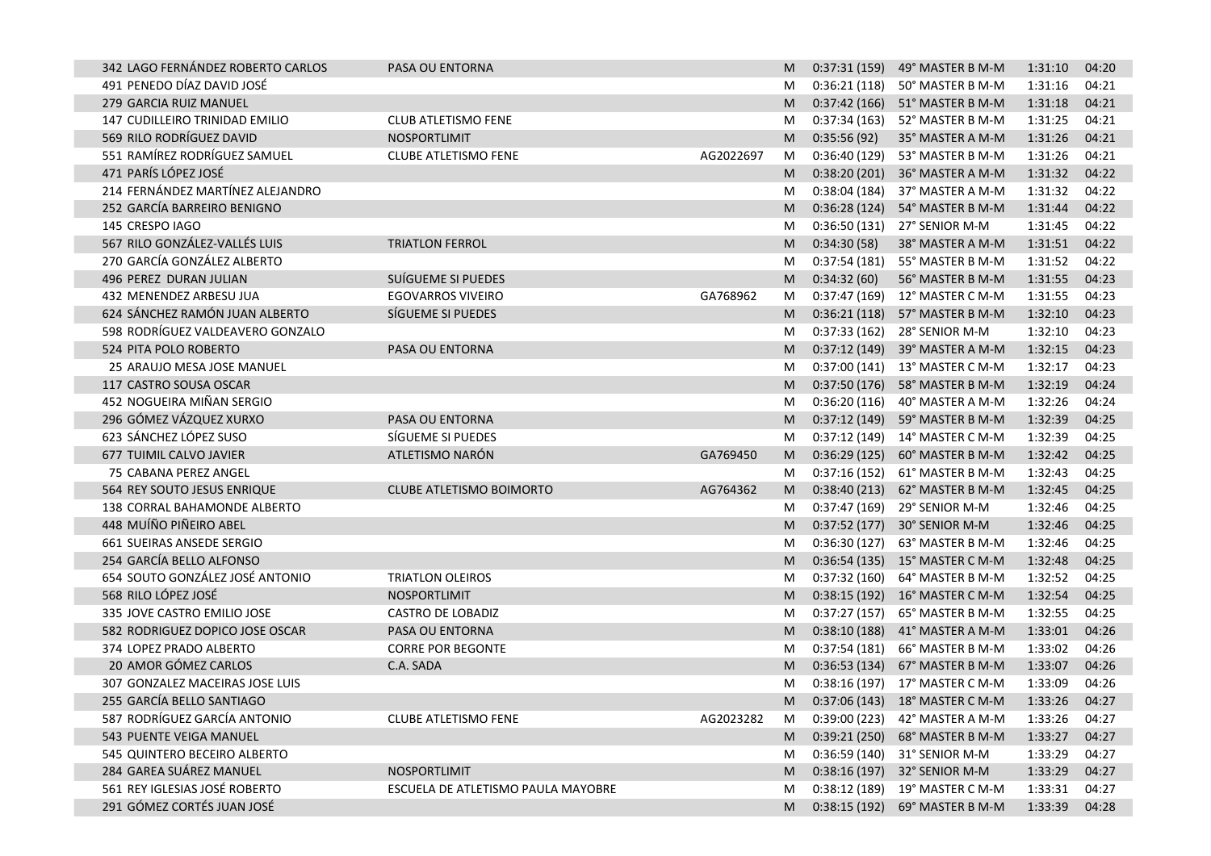| | | | | | | | |
|---|---|---|---|---|---|---|---|
| 342 LAGO FERNÁNDEZ ROBERTO CARLOS | PASA OU ENTORNA | | M | 0:37:31 (159) | 49° MASTER B M-M | 1:31:10 | 04:20 |
| 491 PENEDO DÍAZ DAVID JOSÉ | | | M | 0:36:21 (118) | 50° MASTER B M-M | 1:31:16 | 04:21 |
| 279 GARCIA RUIZ MANUEL | | | M | 0:37:42 (166) | 51° MASTER B M-M | 1:31:18 | 04:21 |
| 147 CUDILLEIRO TRINIDAD EMILIO | CLUB ATLETISMO FENE | | M | 0:37:34 (163) | 52° MASTER B M-M | 1:31:25 | 04:21 |
| 569 RILO RODRÍGUEZ DAVID | NOSPORTLIMIT | | M | 0:35:56 (92) | 35° MASTER A M-M | 1:31:26 | 04:21 |
| 551 RAMÍREZ RODRÍGUEZ SAMUEL | CLUBE ATLETISMO FENE | AG2022697 | M | 0:36:40 (129) | 53° MASTER B M-M | 1:31:26 | 04:21 |
| 471 PARÍS LÓPEZ JOSÉ | | | M | 0:38:20 (201) | 36° MASTER A M-M | 1:31:32 | 04:22 |
| 214 FERNÁNDEZ MARTÍNEZ ALEJANDRO | | | M | 0:38:04 (184) | 37° MASTER A M-M | 1:31:32 | 04:22 |
| 252 GARCÍA BARREIRO BENIGNO | | | M | 0:36:28 (124) | 54° MASTER B M-M | 1:31:44 | 04:22 |
| 145 CRESPO IAGO | | | M | 0:36:50 (131) | 27° SENIOR M-M | 1:31:45 | 04:22 |
| 567 RILO GONZÁLEZ-VALLÉS LUIS | TRIATLON FERROL | | M | 0:34:30 (58) | 38° MASTER A M-M | 1:31:51 | 04:22 |
| 270 GARCÍA GONZÁLEZ ALBERTO | | | M | 0:37:54 (181) | 55° MASTER B M-M | 1:31:52 | 04:22 |
| 496 PEREZ DURAN JULIAN | SUÍGUEME SI PUEDES | | M | 0:34:32 (60) | 56° MASTER B M-M | 1:31:55 | 04:23 |
| 432 MENENDEZ ARBESU JUA | EGOVARROS VIVEIRO | GA768962 | M | 0:37:47 (169) | 12° MASTER C M-M | 1:31:55 | 04:23 |
| 624 SÁNCHEZ RAMÓN JUAN ALBERTO | SÍGUEME SI PUEDES | | M | 0:36:21 (118) | 57° MASTER B M-M | 1:32:10 | 04:23 |
| 598 RODRÍGUEZ VALDEAVERO GONZALO | | | M | 0:37:33 (162) | 28° SENIOR M-M | 1:32:10 | 04:23 |
| 524 PITA POLO ROBERTO | PASA OU ENTORNA | | M | 0:37:12 (149) | 39° MASTER A M-M | 1:32:15 | 04:23 |
| 25 ARAUJO MESA JOSE MANUEL | | | M | 0:37:00 (141) | 13° MASTER C M-M | 1:32:17 | 04:23 |
| 117 CASTRO SOUSA OSCAR | | | M | 0:37:50 (176) | 58° MASTER B M-M | 1:32:19 | 04:24 |
| 452 NOGUEIRA MIÑAN SERGIO | | | M | 0:36:20 (116) | 40° MASTER A M-M | 1:32:26 | 04:24 |
| 296 GÓMEZ VÁZQUEZ XURXO | PASA OU ENTORNA | | M | 0:37:12 (149) | 59° MASTER B M-M | 1:32:39 | 04:25 |
| 623 SÁNCHEZ LÓPEZ SUSO | SÍGUEME SI PUEDES | | M | 0:37:12 (149) | 14° MASTER C M-M | 1:32:39 | 04:25 |
| 677 TUIMIL CALVO JAVIER | ATLETISMO NARÓN | GA769450 | M | 0:36:29 (125) | 60° MASTER B M-M | 1:32:42 | 04:25 |
| 75 CABANA PEREZ ANGEL | | | M | 0:37:16 (152) | 61° MASTER B M-M | 1:32:43 | 04:25 |
| 564 REY SOUTO JESUS ENRIQUE | CLUBE ATLETISMO BOIMORTO | AG764362 | M | 0:38:40 (213) | 62° MASTER B M-M | 1:32:45 | 04:25 |
| 138 CORRAL BAHAMONDE ALBERTO | | | M | 0:37:47 (169) | 29° SENIOR M-M | 1:32:46 | 04:25 |
| 448 MUÍÑO PIÑEIRO ABEL | | | M | 0:37:52 (177) | 30° SENIOR M-M | 1:32:46 | 04:25 |
| 661 SUEIRAS ANSEDE SERGIO | | | M | 0:36:30 (127) | 63° MASTER B M-M | 1:32:46 | 04:25 |
| 254 GARCÍA BELLO ALFONSO | | | M | 0:36:54 (135) | 15° MASTER C M-M | 1:32:48 | 04:25 |
| 654 SOUTO GONZÁLEZ JOSÉ ANTONIO | TRIATLON OLEIROS | | M | 0:37:32 (160) | 64° MASTER B M-M | 1:32:52 | 04:25 |
| 568 RILO LÓPEZ JOSÉ | NOSPORTLIMIT | | M | 0:38:15 (192) | 16° MASTER C M-M | 1:32:54 | 04:25 |
| 335 JOVE CASTRO EMILIO JOSE | CASTRO DE LOBADIZ | | M | 0:37:27 (157) | 65° MASTER B M-M | 1:32:55 | 04:25 |
| 582 RODRIGUEZ DOPICO JOSE OSCAR | PASA OU ENTORNA | | M | 0:38:10 (188) | 41° MASTER A M-M | 1:33:01 | 04:26 |
| 374 LOPEZ PRADO ALBERTO | CORRE POR BEGONTE | | M | 0:37:54 (181) | 66° MASTER B M-M | 1:33:02 | 04:26 |
| 20 AMOR GÓMEZ CARLOS | C.A. SADA | | M | 0:36:53 (134) | 67° MASTER B M-M | 1:33:07 | 04:26 |
| 307 GONZALEZ MACEIRAS JOSE LUIS | | | M | 0:38:16 (197) | 17° MASTER C M-M | 1:33:09 | 04:26 |
| 255 GARCÍA BELLO SANTIAGO | | | M | 0:37:06 (143) | 18° MASTER C M-M | 1:33:26 | 04:27 |
| 587 RODRÍGUEZ GARCÍA ANTONIO | CLUBE ATLETISMO FENE | AG2023282 | M | 0:39:00 (223) | 42° MASTER A M-M | 1:33:26 | 04:27 |
| 543 PUENTE VEIGA MANUEL | | | M | 0:39:21 (250) | 68° MASTER B M-M | 1:33:27 | 04:27 |
| 545 QUINTERO BECEIRO ALBERTO | | | M | 0:36:59 (140) | 31° SENIOR M-M | 1:33:29 | 04:27 |
| 284 GAREA SUÁREZ MANUEL | NOSPORTLIMIT | | M | 0:38:16 (197) | 32° SENIOR M-M | 1:33:29 | 04:27 |
| 561 REY IGLESIAS JOSÉ ROBERTO | ESCUELA DE ATLETISMO PAULA MAYOBRE | | M | 0:38:12 (189) | 19° MASTER C M-M | 1:33:31 | 04:27 |
| 291 GÓMEZ CORTÉS JUAN JOSÉ | | | M | 0:38:15 (192) | 69° MASTER B M-M | 1:33:39 | 04:28 |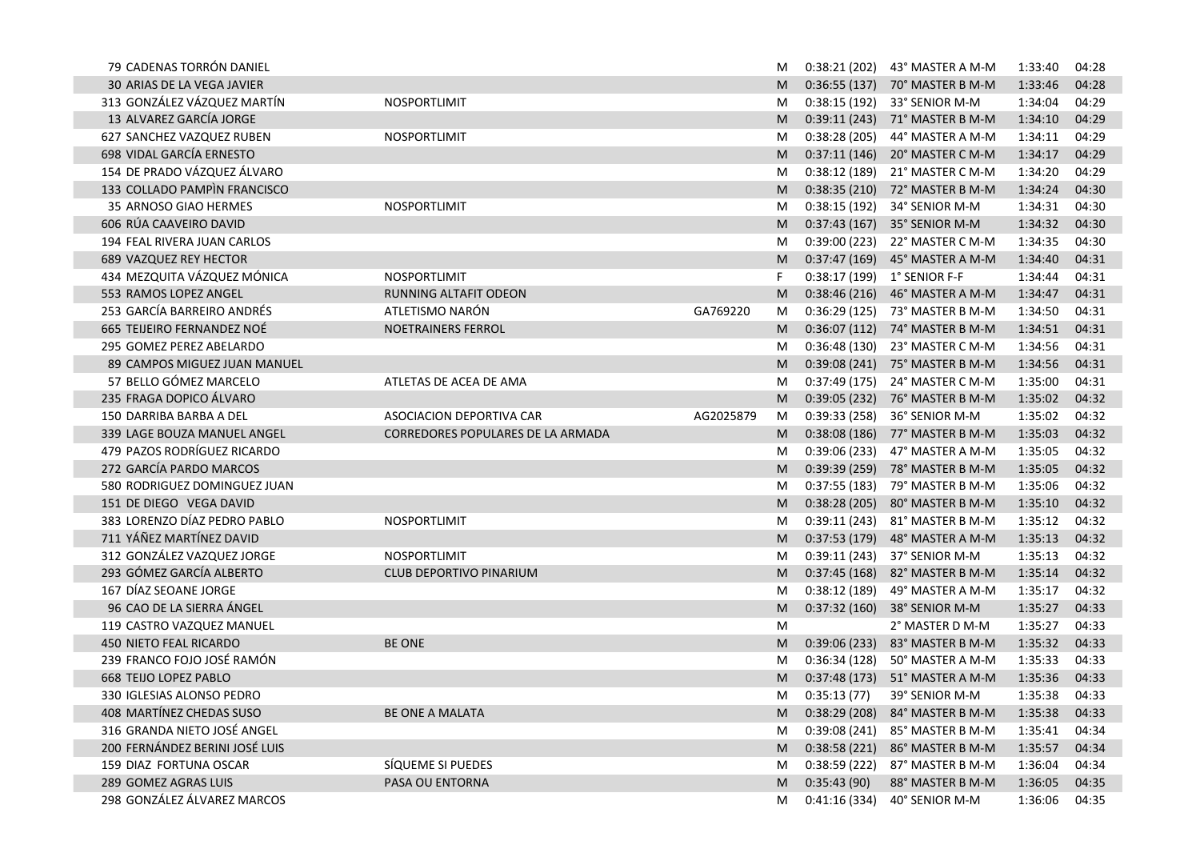| | | | | | | | | |
|---|---|---|---|---|---|---|---|---|
| 79 | CADENAS TORRÓN DANIEL | | | M | 0:38:21 (202) | 43° MASTER A M-M | 1:33:40 | 04:28 |
| 30 | ARIAS DE LA VEGA JAVIER | | | M | 0:36:55 (137) | 70° MASTER B M-M | 1:33:46 | 04:28 |
| 313 | GONZÁLEZ VÁZQUEZ MARTÍN | NOSPORTLIMIT | | M | 0:38:15 (192) | 33° SENIOR M-M | 1:34:04 | 04:29 |
| 13 | ALVAREZ GARCÍA JORGE | | | M | 0:39:11 (243) | 71° MASTER B M-M | 1:34:10 | 04:29 |
| 627 | SANCHEZ VAZQUEZ RUBEN | NOSPORTLIMIT | | M | 0:38:28 (205) | 44° MASTER A M-M | 1:34:11 | 04:29 |
| 698 | VIDAL GARCÍA ERNESTO | | | M | 0:37:11 (146) | 20° MASTER C M-M | 1:34:17 | 04:29 |
| 154 | DE PRADO VÁZQUEZ ÁLVARO | | | M | 0:38:12 (189) | 21° MASTER C M-M | 1:34:20 | 04:29 |
| 133 | COLLADO PAMPÌN FRANCISCO | | | M | 0:38:35 (210) | 72° MASTER B M-M | 1:34:24 | 04:30 |
| 35 | ARNOSO GIAO HERMES | NOSPORTLIMIT | | M | 0:38:15 (192) | 34° SENIOR M-M | 1:34:31 | 04:30 |
| 606 | RÚA CAAVEIRO DAVID | | | M | 0:37:43 (167) | 35° SENIOR M-M | 1:34:32 | 04:30 |
| 194 | FEAL RIVERA JUAN CARLOS | | | M | 0:39:00 (223) | 22° MASTER C M-M | 1:34:35 | 04:30 |
| 689 | VAZQUEZ REY HECTOR | | | M | 0:37:47 (169) | 45° MASTER A M-M | 1:34:40 | 04:31 |
| 434 | MEZQUITA VÁZQUEZ MÓNICA | NOSPORTLIMIT | | F | 0:38:17 (199) | 1° SENIOR F-F | 1:34:44 | 04:31 |
| 553 | RAMOS LOPEZ ANGEL | RUNNING ALTAFIT ODEON | | M | 0:38:46 (216) | 46° MASTER A M-M | 1:34:47 | 04:31 |
| 253 | GARCÍA BARREIRO ANDRÉS | ATLETISMO NARÓN | GA769220 | M | 0:36:29 (125) | 73° MASTER B M-M | 1:34:50 | 04:31 |
| 665 | TEIJEIRO FERNANDEZ NOÉ | NOETRAINERS FERROL | | M | 0:36:07 (112) | 74° MASTER B M-M | 1:34:51 | 04:31 |
| 295 | GOMEZ PEREZ ABELARDO | | | M | 0:36:48 (130) | 23° MASTER C M-M | 1:34:56 | 04:31 |
| 89 | CAMPOS MIGUEZ JUAN MANUEL | | | M | 0:39:08 (241) | 75° MASTER B M-M | 1:34:56 | 04:31 |
| 57 | BELLO GÓMEZ MARCELO | ATLETAS DE ACEA DE AMA | | M | 0:37:49 (175) | 24° MASTER C M-M | 1:35:00 | 04:31 |
| 235 | FRAGA DOPICO ÁLVARO | | | M | 0:39:05 (232) | 76° MASTER B M-M | 1:35:02 | 04:32 |
| 150 | DARRIBA BARBA A DEL | ASOCIACION DEPORTIVA CAR | AG2025879 | M | 0:39:33 (258) | 36° SENIOR M-M | 1:35:02 | 04:32 |
| 339 | LAGE BOUZA MANUEL ANGEL | CORREDORES POPULARES DE LA ARMADA | | M | 0:38:08 (186) | 77° MASTER B M-M | 1:35:03 | 04:32 |
| 479 | PAZOS RODRÍGUEZ RICARDO | | | M | 0:39:06 (233) | 47° MASTER A M-M | 1:35:05 | 04:32 |
| 272 | GARCÍA PARDO MARCOS | | | M | 0:39:39 (259) | 78° MASTER B M-M | 1:35:05 | 04:32 |
| 580 | RODRIGUEZ DOMINGUEZ JUAN | | | M | 0:37:55 (183) | 79° MASTER B M-M | 1:35:06 | 04:32 |
| 151 | DE DIEGO VEGA DAVID | | | M | 0:38:28 (205) | 80° MASTER B M-M | 1:35:10 | 04:32 |
| 383 | LORENZO DÍAZ PEDRO PABLO | NOSPORTLIMIT | | M | 0:39:11 (243) | 81° MASTER B M-M | 1:35:12 | 04:32 |
| 711 | YÁÑEZ MARTÍNEZ DAVID | | | M | 0:37:53 (179) | 48° MASTER A M-M | 1:35:13 | 04:32 |
| 312 | GONZÁLEZ VAZQUEZ JORGE | NOSPORTLIMIT | | M | 0:39:11 (243) | 37° SENIOR M-M | 1:35:13 | 04:32 |
| 293 | GÓMEZ GARCÍA ALBERTO | CLUB DEPORTIVO PINARIUM | | M | 0:37:45 (168) | 82° MASTER B M-M | 1:35:14 | 04:32 |
| 167 | DÍAZ SEOANE JORGE | | | M | 0:38:12 (189) | 49° MASTER A M-M | 1:35:17 | 04:32 |
| 96 | CAO DE LA SIERRA ÁNGEL | | | M | 0:37:32 (160) | 38° SENIOR M-M | 1:35:27 | 04:33 |
| 119 | CASTRO VAZQUEZ MANUEL | | | M | | 2° MASTER D M-M | 1:35:27 | 04:33 |
| 450 | NIETO FEAL RICARDO | BE ONE | | M | 0:39:06 (233) | 83° MASTER B M-M | 1:35:32 | 04:33 |
| 239 | FRANCO FOJO JOSÉ RAMÓN | | | M | 0:36:34 (128) | 50° MASTER A M-M | 1:35:33 | 04:33 |
| 668 | TEIJO LOPEZ PABLO | | | M | 0:37:48 (173) | 51° MASTER A M-M | 1:35:36 | 04:33 |
| 330 | IGLESIAS ALONSO PEDRO | | | M | 0:35:13 (77) | 39° SENIOR M-M | 1:35:38 | 04:33 |
| 408 | MARTÍNEZ CHEDAS SUSO | BE ONE A MALATA | | M | 0:38:29 (208) | 84° MASTER B M-M | 1:35:38 | 04:33 |
| 316 | GRANDA NIETO JOSÉ ANGEL | | | M | 0:39:08 (241) | 85° MASTER B M-M | 1:35:41 | 04:34 |
| 200 | FERNÁNDEZ BERINI JOSÉ LUIS | | | M | 0:38:58 (221) | 86° MASTER B M-M | 1:35:57 | 04:34 |
| 159 | DIAZ FORTUNA OSCAR | SÍQUEME SI PUEDES | | M | 0:38:59 (222) | 87° MASTER B M-M | 1:36:04 | 04:34 |
| 289 | GOMEZ AGRAS LUIS | PASA OU ENTORNA | | M | 0:35:43 (90) | 88° MASTER B M-M | 1:36:05 | 04:35 |
| 298 | GONZÁLEZ ÁLVAREZ MARCOS | | | M | 0:41:16 (334) | 40° SENIOR M-M | 1:36:06 | 04:35 |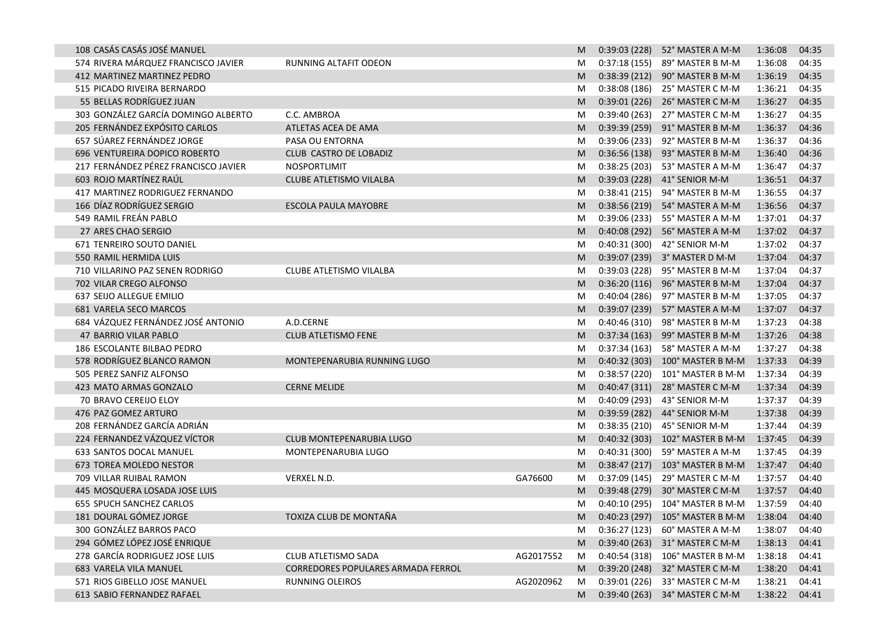| | | | | | | | |
|---|---|---|---|---|---|---|---|
| 108 CASÁS CASÁS JOSÉ MANUEL | | | M | 0:39:03 (228) | 52° MASTER A M-M | 1:36:08 | 04:35 |
| 574 RIVERA MÁRQUEZ FRANCISCO JAVIER | RUNNING ALTAFIT ODEON | | M | 0:37:18 (155) | 89° MASTER B M-M | 1:36:08 | 04:35 |
| 412 MARTINEZ MARTINEZ PEDRO | | | M | 0:38:39 (212) | 90° MASTER B M-M | 1:36:19 | 04:35 |
| 515 PICADO RIVEIRA BERNARDO | | | M | 0:38:08 (186) | 25° MASTER C M-M | 1:36:21 | 04:35 |
| 55 BELLAS RODRÍGUEZ JUAN | | | M | 0:39:01 (226) | 26° MASTER C M-M | 1:36:27 | 04:35 |
| 303 GONZÁLEZ GARCÍA DOMINGO ALBERTO | C.C. AMBROA | | M | 0:39:40 (263) | 27° MASTER C M-M | 1:36:27 | 04:35 |
| 205 FERNÁNDEZ EXPÓSITO CARLOS | ATLETAS ACEA DE AMA | | M | 0:39:39 (259) | 91° MASTER B M-M | 1:36:37 | 04:36 |
| 657 SÚAREZ FERNÁNDEZ JORGE | PASA OU ENTORNA | | M | 0:39:06 (233) | 92° MASTER B M-M | 1:36:37 | 04:36 |
| 696 VENTUREIRA DOPICO ROBERTO | CLUB CASTRO DE LOBADIZ | | M | 0:36:56 (138) | 93° MASTER B M-M | 1:36:40 | 04:36 |
| 217 FERNÁNDEZ PÉREZ FRANCISCO JAVIER | NOSPORTLIMIT | | M | 0:38:25 (203) | 53° MASTER A M-M | 1:36:47 | 04:37 |
| 603 ROJO MARTÍNEZ RAÚL | CLUBE ATLETISMO VILALBA | | M | 0:39:03 (228) | 41° SENIOR M-M | 1:36:51 | 04:37 |
| 417 MARTINEZ RODRIGUEZ FERNANDO | | | M | 0:38:41 (215) | 94° MASTER B M-M | 1:36:55 | 04:37 |
| 166 DÍAZ RODRÍGUEZ SERGIO | ESCOLA PAULA MAYOBRE | | M | 0:38:56 (219) | 54° MASTER A M-M | 1:36:56 | 04:37 |
| 549 RAMIL FREÁN PABLO | | | M | 0:39:06 (233) | 55° MASTER A M-M | 1:37:01 | 04:37 |
| 27 ARES CHAO SERGIO | | | M | 0:40:08 (292) | 56° MASTER A M-M | 1:37:02 | 04:37 |
| 671 TENREIRO SOUTO DANIEL | | | M | 0:40:31 (300) | 42° SENIOR M-M | 1:37:02 | 04:37 |
| 550 RAMIL HERMIDA LUIS | | | M | 0:39:07 (239) | 3° MASTER D M-M | 1:37:04 | 04:37 |
| 710 VILLARINO PAZ SENEN RODRIGO | CLUBE ATLETISMO VILALBA | | M | 0:39:03 (228) | 95° MASTER B M-M | 1:37:04 | 04:37 |
| 702 VILAR CREGO ALFONSO | | | M | 0:36:20 (116) | 96° MASTER B M-M | 1:37:04 | 04:37 |
| 637 SEIJO ALLEGUE EMILIO | | | M | 0:40:04 (286) | 97° MASTER B M-M | 1:37:05 | 04:37 |
| 681 VARELA SECO MARCOS | | | M | 0:39:07 (239) | 57° MASTER A M-M | 1:37:07 | 04:37 |
| 684 VÁZQUEZ FERNÁNDEZ JOSÉ ANTONIO | A.D.CERNE | | M | 0:40:46 (310) | 98° MASTER B M-M | 1:37:23 | 04:38 |
| 47 BARRIO VILAR PABLO | CLUB ATLETISMO FENE | | M | 0:37:34 (163) | 99° MASTER B M-M | 1:37:26 | 04:38 |
| 186 ESCOLANTE BILBAO PEDRO | | | M | 0:37:34 (163) | 58° MASTER A M-M | 1:37:27 | 04:38 |
| 578 RODRÍGUEZ BLANCO RAMON | MONTEPENARUBIA RUNNING LUGO | | M | 0:40:32 (303) | 100° MASTER B M-M | 1:37:33 | 04:39 |
| 505 PEREZ SANFIZ ALFONSO | | | M | 0:38:57 (220) | 101° MASTER B M-M | 1:37:34 | 04:39 |
| 423 MATO ARMAS GONZALO | CERNE MELIDE | | M | 0:40:47 (311) | 28° MASTER C M-M | 1:37:34 | 04:39 |
| 70 BRAVO CEREIJO ELOY | | | M | 0:40:09 (293) | 43° SENIOR M-M | 1:37:37 | 04:39 |
| 476 PAZ GOMEZ ARTURO | | | M | 0:39:59 (282) | 44° SENIOR M-M | 1:37:38 | 04:39 |
| 208 FERNÁNDEZ GARCÍA ADRIÁN | | | M | 0:38:35 (210) | 45° SENIOR M-M | 1:37:44 | 04:39 |
| 224 FERNANDEZ VÁZQUEZ VÍCTOR | CLUB MONTEPENARUBIA LUGO | | M | 0:40:32 (303) | 102° MASTER B M-M | 1:37:45 | 04:39 |
| 633 SANTOS DOCAL MANUEL | MONTEPENARUBIA LUGO | | M | 0:40:31 (300) | 59° MASTER A M-M | 1:37:45 | 04:39 |
| 673 TOREA MOLEDO NESTOR | | | M | 0:38:47 (217) | 103° MASTER B M-M | 1:37:47 | 04:40 |
| 709 VILLAR RUIBAL RAMON | VERXEL N.D. | GA76600 | M | 0:37:09 (145) | 29° MASTER C M-M | 1:37:57 | 04:40 |
| 445 MOSQUERA LOSADA JOSE LUIS | | | M | 0:39:48 (279) | 30° MASTER C M-M | 1:37:57 | 04:40 |
| 655 SPUCH SANCHEZ CARLOS | | | M | 0:40:10 (295) | 104° MASTER B M-M | 1:37:59 | 04:40 |
| 181 DOURAL GÓMEZ JORGE | TOXIZA CLUB DE MONTAÑA | | M | 0:40:23 (297) | 105° MASTER B M-M | 1:38:04 | 04:40 |
| 300 GONZÁLEZ BARROS PACO | | | M | 0:36:27 (123) | 60° MASTER A M-M | 1:38:07 | 04:40 |
| 294 GÓMEZ LÓPEZ JOSÉ ENRIQUE | | | M | 0:39:40 (263) | 31° MASTER C M-M | 1:38:13 | 04:41 |
| 278 GARCÍA RODRIGUEZ JOSE LUIS | CLUB ATLETISMO SADA | AG2017552 | M | 0:40:54 (318) | 106° MASTER B M-M | 1:38:18 | 04:41 |
| 683 VARELA VILA MANUEL | CORREDORES POPULARES ARMADA FERROL | | M | 0:39:20 (248) | 32° MASTER C M-M | 1:38:20 | 04:41 |
| 571 RIOS GIBELLO JOSE MANUEL | RUNNING OLEIROS | AG2020962 | M | 0:39:01 (226) | 33° MASTER C M-M | 1:38:21 | 04:41 |
| 613 SABIO FERNANDEZ RAFAEL | | | M | 0:39:40 (263) | 34° MASTER C M-M | 1:38:22 | 04:41 |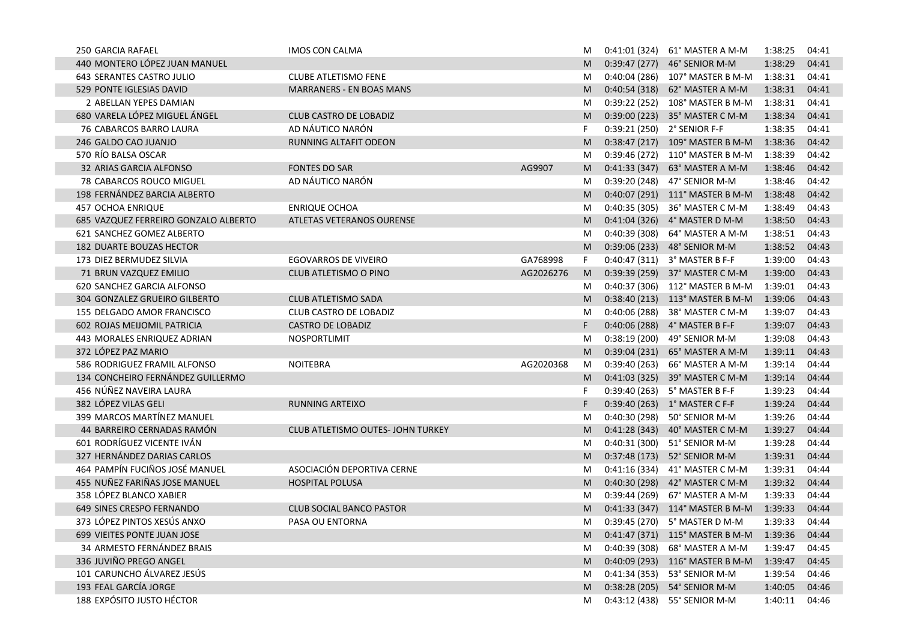| | | | | | | | | |
|---|---|---|---|---|---|---|---|---|
| 250 | GARCIA RAFAEL | IMOS CON CALMA | | M | 0:41:01 (324) | 61° MASTER A M-M | 1:38:25 | 04:41 |
| 440 | MONTERO LÓPEZ JUAN MANUEL | | | M | 0:39:47 (277) | 46° SENIOR M-M | 1:38:29 | 04:41 |
| 643 | SERANTES CASTRO JULIO | CLUBE ATLETISMO FENE | | M | 0:40:04 (286) | 107° MASTER B M-M | 1:38:31 | 04:41 |
| 529 | PONTE IGLESIAS DAVID | MARRANERS - EN BOAS MANS | | M | 0:40:54 (318) | 62° MASTER A M-M | 1:38:31 | 04:41 |
| 2 | ABELLAN YEPES DAMIAN | | | M | 0:39:22 (252) | 108° MASTER B M-M | 1:38:31 | 04:41 |
| 680 | VARELA LÓPEZ MIGUEL ÁNGEL | CLUB CASTRO DE LOBADIZ | | M | 0:39:00 (223) | 35° MASTER C M-M | 1:38:34 | 04:41 |
| 76 | CABARCOS BARRO LAURA | AD NÁUTICO NARÓN | | F | 0:39:21 (250) | 2° SENIOR F-F | 1:38:35 | 04:41 |
| 246 | GALDO CAO JUANJO | RUNNING ALTAFIT ODEON | | M | 0:38:47 (217) | 109° MASTER B M-M | 1:38:36 | 04:42 |
| 570 | RÍO BALSA OSCAR | | | M | 0:39:46 (272) | 110° MASTER B M-M | 1:38:39 | 04:42 |
| 32 | ARIAS GARCIA ALFONSO | FONTES DO SAR | AG9907 | M | 0:41:33 (347) | 63° MASTER A M-M | 1:38:46 | 04:42 |
| 78 | CABARCOS ROUCO MIGUEL | AD NÁUTICO NARÓN | | M | 0:39:20 (248) | 47° SENIOR M-M | 1:38:46 | 04:42 |
| 198 | FERNÁNDEZ BARCIA ALBERTO | | | M | 0:40:07 (291) | 111° MASTER B M-M | 1:38:48 | 04:42 |
| 457 | OCHOA ENRIQUE | ENRIQUE OCHOA | | M | 0:40:35 (305) | 36° MASTER C M-M | 1:38:49 | 04:43 |
| 685 | VAZQUEZ FERREIRO GONZALO ALBERTO | ATLETAS VETERANOS OURENSE | | M | 0:41:04 (326) | 4° MASTER D M-M | 1:38:50 | 04:43 |
| 621 | SANCHEZ GOMEZ ALBERTO | | | M | 0:40:39 (308) | 64° MASTER A M-M | 1:38:51 | 04:43 |
| 182 | DUARTE BOUZAS HECTOR | | | M | 0:39:06 (233) | 48° SENIOR M-M | 1:38:52 | 04:43 |
| 173 | DIEZ BERMUDEZ SILVIA | EGOVARROS DE VIVEIRO | GA768998 | F | 0:40:47 (311) | 3° MASTER B F-F | 1:39:00 | 04:43 |
| 71 | BRUN VAZQUEZ EMILIO | CLUB ATLETISMO O PINO | AG2026276 | M | 0:39:39 (259) | 37° MASTER C M-M | 1:39:00 | 04:43 |
| 620 | SANCHEZ GARCIA ALFONSO | | | M | 0:40:37 (306) | 112° MASTER B M-M | 1:39:01 | 04:43 |
| 304 | GONZALEZ GRUEIRO GILBERTO | CLUB ATLETISMO SADA | | M | 0:38:40 (213) | 113° MASTER B M-M | 1:39:06 | 04:43 |
| 155 | DELGADO AMOR FRANCISCO | CLUB CASTRO DE LOBADIZ | | M | 0:40:06 (288) | 38° MASTER C M-M | 1:39:07 | 04:43 |
| 602 | ROJAS MEIJOMIL PATRICIA | CASTRO DE LOBADIZ | | F | 0:40:06 (288) | 4° MASTER B F-F | 1:39:07 | 04:43 |
| 443 | MORALES ENRIQUEZ ADRIAN | NOSPORTLIMIT | | M | 0:38:19 (200) | 49° SENIOR M-M | 1:39:08 | 04:43 |
| 372 | LÓPEZ PAZ MARIO | | | M | 0:39:04 (231) | 65° MASTER A M-M | 1:39:11 | 04:43 |
| 586 | RODRIGUEZ FRAMIL ALFONSO | NOITEBRA | AG2020368 | M | 0:39:40 (263) | 66° MASTER A M-M | 1:39:14 | 04:44 |
| 134 | CONCHEIRO FERNÁNDEZ GUILLERMO | | | M | 0:41:03 (325) | 39° MASTER C M-M | 1:39:14 | 04:44 |
| 456 | NÚÑEZ NAVEIRA LAURA | | | F | 0:39:40 (263) | 5° MASTER B F-F | 1:39:23 | 04:44 |
| 382 | LÓPEZ VILAS GELI | RUNNING ARTEIXO | | F | 0:39:40 (263) | 1° MASTER C F-F | 1:39:24 | 04:44 |
| 399 | MARCOS MARTÍNEZ MANUEL | | | M | 0:40:30 (298) | 50° SENIOR M-M | 1:39:26 | 04:44 |
| 44 | BARREIRO CERNADAS RAMÓN | CLUB ATLETISMO OUTES- JOHN TURKEY | | M | 0:41:28 (343) | 40° MASTER C M-M | 1:39:27 | 04:44 |
| 601 | RODRÍGUEZ VICENTE IVÁN | | | M | 0:40:31 (300) | 51° SENIOR M-M | 1:39:28 | 04:44 |
| 327 | HERNÁNDEZ DARIAS CARLOS | | | M | 0:37:48 (173) | 52° SENIOR M-M | 1:39:31 | 04:44 |
| 464 | PAMPÍN FUCIÑOS JOSÉ MANUEL | ASOCIACIÓN DEPORTIVA CERNE | | M | 0:41:16 (334) | 41° MASTER C M-M | 1:39:31 | 04:44 |
| 455 | NUÑEZ FARIÑAS JOSE MANUEL | HOSPITAL POLUSA | | M | 0:40:30 (298) | 42° MASTER C M-M | 1:39:32 | 04:44 |
| 358 | LÓPEZ BLANCO XABIER | | | M | 0:39:44 (269) | 67° MASTER A M-M | 1:39:33 | 04:44 |
| 649 | SINES CRESPO FERNANDO | CLUB SOCIAL BANCO PASTOR | | M | 0:41:33 (347) | 114° MASTER B M-M | 1:39:33 | 04:44 |
| 373 | LÓPEZ PINTOS XESÚS ANXO | PASA OU ENTORNA | | M | 0:39:45 (270) | 5° MASTER D M-M | 1:39:33 | 04:44 |
| 699 | VIEITES PONTE JUAN JOSE | | | M | 0:41:47 (371) | 115° MASTER B M-M | 1:39:36 | 04:44 |
| 34 | ARMESTO FERNÁNDEZ BRAIS | | | M | 0:40:39 (308) | 68° MASTER A M-M | 1:39:47 | 04:45 |
| 336 | JUVIÑO PREGO ANGEL | | | M | 0:40:09 (293) | 116° MASTER B M-M | 1:39:47 | 04:45 |
| 101 | CARUNCHO ÁLVAREZ JESÚS | | | M | 0:41:34 (353) | 53° SENIOR M-M | 1:39:54 | 04:46 |
| 193 | FEAL GARCÍA JORGE | | | M | 0:38:28 (205) | 54° SENIOR M-M | 1:40:05 | 04:46 |
| 188 | EXPÓSITO JUSTO HÉCTOR | | | M | 0:43:12 (438) | 55° SENIOR M-M | 1:40:11 | 04:46 |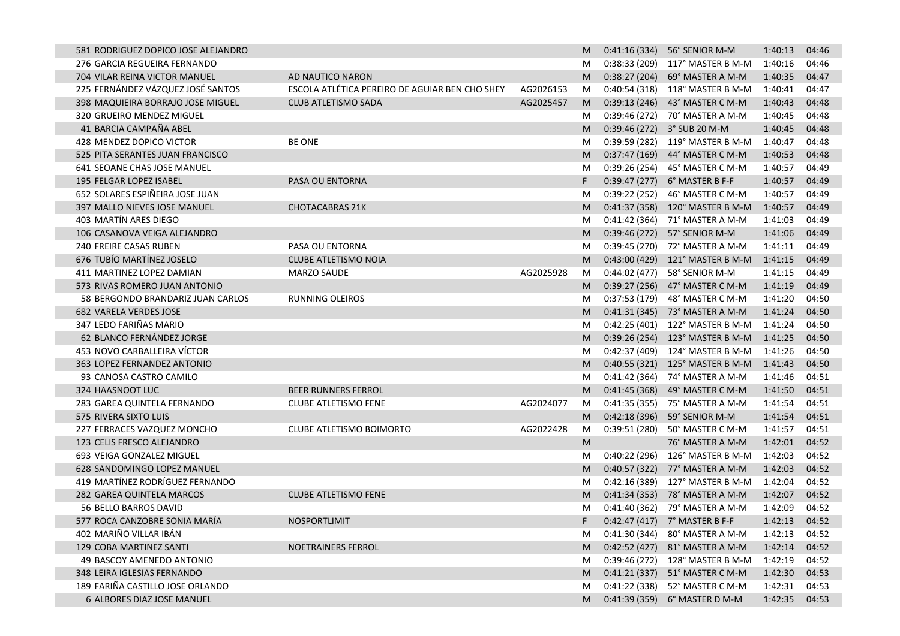| | | | | | | | |
|---|---|---|---|---|---|---|---|
| 581 RODRIGUEZ DOPICO JOSE ALEJANDRO | | | M | 0:41:16 (334) | 56° SENIOR M-M | 1:40:13 | 04:46 |
| 276 GARCIA REGUEIRA FERNANDO | | | M | 0:38:33 (209) | 117° MASTER B M-M | 1:40:16 | 04:46 |
| 704 VILAR REINA VICTOR MANUEL | AD NAUTICO NARON | | M | 0:38:27 (204) | 69° MASTER A M-M | 1:40:35 | 04:47 |
| 225 FERNÁNDEZ VÁZQUEZ JOSÉ SANTOS | ESCOLA ATLÉTICA PEREIRO DE AGUIAR BEN CHO SHEY | AG2026153 | M | 0:40:54 (318) | 118° MASTER B M-M | 1:40:41 | 04:47 |
| 398 MAQUIEIRA BORRAJO JOSE MIGUEL | CLUB ATLETISMO SADA | AG2025457 | M | 0:39:13 (246) | 43° MASTER C M-M | 1:40:43 | 04:48 |
| 320 GRUEIRO MENDEZ MIGUEL | | | M | 0:39:46 (272) | 70° MASTER A M-M | 1:40:45 | 04:48 |
| 41 BARCIA CAMPAÑA ABEL | | | M | 0:39:46 (272) | 3° SUB 20 M-M | 1:40:45 | 04:48 |
| 428 MENDEZ DOPICO VICTOR | BE ONE | | M | 0:39:59 (282) | 119° MASTER B M-M | 1:40:47 | 04:48 |
| 525 PITA SERANTES JUAN FRANCISCO | | | M | 0:37:47 (169) | 44° MASTER C M-M | 1:40:53 | 04:48 |
| 641 SEOANE CHAS JOSE MANUEL | | | M | 0:39:26 (254) | 45° MASTER C M-M | 1:40:57 | 04:49 |
| 195 FELGAR LOPEZ ISABEL | PASA OU ENTORNA | | F | 0:39:47 (277) | 6° MASTER B F-F | 1:40:57 | 04:49 |
| 652 SOLARES ESPIÑEIRA JOSE JUAN | | | M | 0:39:22 (252) | 46° MASTER C M-M | 1:40:57 | 04:49 |
| 397 MALLO NIEVES JOSE MANUEL | CHOTACABRAS 21K | | M | 0:41:37 (358) | 120° MASTER B M-M | 1:40:57 | 04:49 |
| 403 MARTÍN ARES DIEGO | | | M | 0:41:42 (364) | 71° MASTER A M-M | 1:41:03 | 04:49 |
| 106 CASANOVA VEIGA ALEJANDRO | | | M | 0:39:46 (272) | 57° SENIOR M-M | 1:41:06 | 04:49 |
| 240 FREIRE CASAS RUBEN | PASA OU ENTORNA | | M | 0:39:45 (270) | 72° MASTER A M-M | 1:41:11 | 04:49 |
| 676 TUBÍO MARTÍNEZ JOSELO | CLUBE ATLETISMO NOIA | | M | 0:43:00 (429) | 121° MASTER B M-M | 1:41:15 | 04:49 |
| 411 MARTINEZ LOPEZ DAMIAN | MARZO SAUDE | AG2025928 | M | 0:44:02 (477) | 58° SENIOR M-M | 1:41:15 | 04:49 |
| 573 RIVAS ROMERO JUAN ANTONIO | | | M | 0:39:27 (256) | 47° MASTER C M-M | 1:41:19 | 04:49 |
| 58 BERGONDO BRANDARIZ JUAN CARLOS | RUNNING OLEIROS | | M | 0:37:53 (179) | 48° MASTER C M-M | 1:41:20 | 04:50 |
| 682 VARELA VERDES JOSE | | | M | 0:41:31 (345) | 73° MASTER A M-M | 1:41:24 | 04:50 |
| 347 LEDO FARIÑAS MARIO | | | M | 0:42:25 (401) | 122° MASTER B M-M | 1:41:24 | 04:50 |
| 62 BLANCO FERNÁNDEZ JORGE | | | M | 0:39:26 (254) | 123° MASTER B M-M | 1:41:25 | 04:50 |
| 453 NOVO CARBALLEIRA VÍCTOR | | | M | 0:42:37 (409) | 124° MASTER B M-M | 1:41:26 | 04:50 |
| 363 LOPEZ FERNANDEZ ANTONIO | | | M | 0:40:55 (321) | 125° MASTER B M-M | 1:41:43 | 04:50 |
| 93 CANOSA CASTRO CAMILO | | | M | 0:41:42 (364) | 74° MASTER A M-M | 1:41:46 | 04:51 |
| 324 HAASNOOT LUC | BEER RUNNERS FERROL | | M | 0:41:45 (368) | 49° MASTER C M-M | 1:41:50 | 04:51 |
| 283 GAREA QUINTELA FERNANDO | CLUBE ATLETISMO FENE | AG2024077 | M | 0:41:35 (355) | 75° MASTER A M-M | 1:41:54 | 04:51 |
| 575 RIVERA SIXTO LUIS | | | M | 0:42:18 (396) | 59° SENIOR M-M | 1:41:54 | 04:51 |
| 227 FERRACES VAZQUEZ MONCHO | CLUBE ATLETISMO BOIMORTO | AG2022428 | M | 0:39:51 (280) | 50° MASTER C M-M | 1:41:57 | 04:51 |
| 123 CELIS FRESCO ALEJANDRO | | | M | | 76° MASTER A M-M | 1:42:01 | 04:52 |
| 693 VEIGA GONZALEZ MIGUEL | | | M | 0:40:22 (296) | 126° MASTER B M-M | 1:42:03 | 04:52 |
| 628 SANDOMINGO LOPEZ MANUEL | | | M | 0:40:57 (322) | 77° MASTER A M-M | 1:42:03 | 04:52 |
| 419 MARTÍNEZ RODRÍGUEZ FERNANDO | | | M | 0:42:16 (389) | 127° MASTER B M-M | 1:42:04 | 04:52 |
| 282 GAREA QUINTELA MARCOS | CLUBE ATLETISMO FENE | | M | 0:41:34 (353) | 78° MASTER A M-M | 1:42:07 | 04:52 |
| 56 BELLO BARROS DAVID | | | M | 0:41:40 (362) | 79° MASTER A M-M | 1:42:09 | 04:52 |
| 577 ROCA CANZOBRE SONIA MARÍA | NOSPORTLIMIT | | F | 0:42:47 (417) | 7° MASTER B F-F | 1:42:13 | 04:52 |
| 402 MARIÑO VILLAR IBÁN | | | M | 0:41:30 (344) | 80° MASTER A M-M | 1:42:13 | 04:52 |
| 129 COBA MARTINEZ SANTI | NOETRAINERS FERROL | | M | 0:42:52 (427) | 81° MASTER A M-M | 1:42:14 | 04:52 |
| 49 BASCOY AMENEDO ANTONIO | | | M | 0:39:46 (272) | 128° MASTER B M-M | 1:42:19 | 04:52 |
| 348 LEIRA IGLESIAS FERNANDO | | | M | 0:41:21 (337) | 51° MASTER C M-M | 1:42:30 | 04:53 |
| 189 FARIÑA CASTILLO JOSE ORLANDO | | | M | 0:41:22 (338) | 52° MASTER C M-M | 1:42:31 | 04:53 |
| 6 ALBORES DIAZ JOSE MANUEL | | | M | 0:41:39 (359) | 6° MASTER D M-M | 1:42:35 | 04:53 |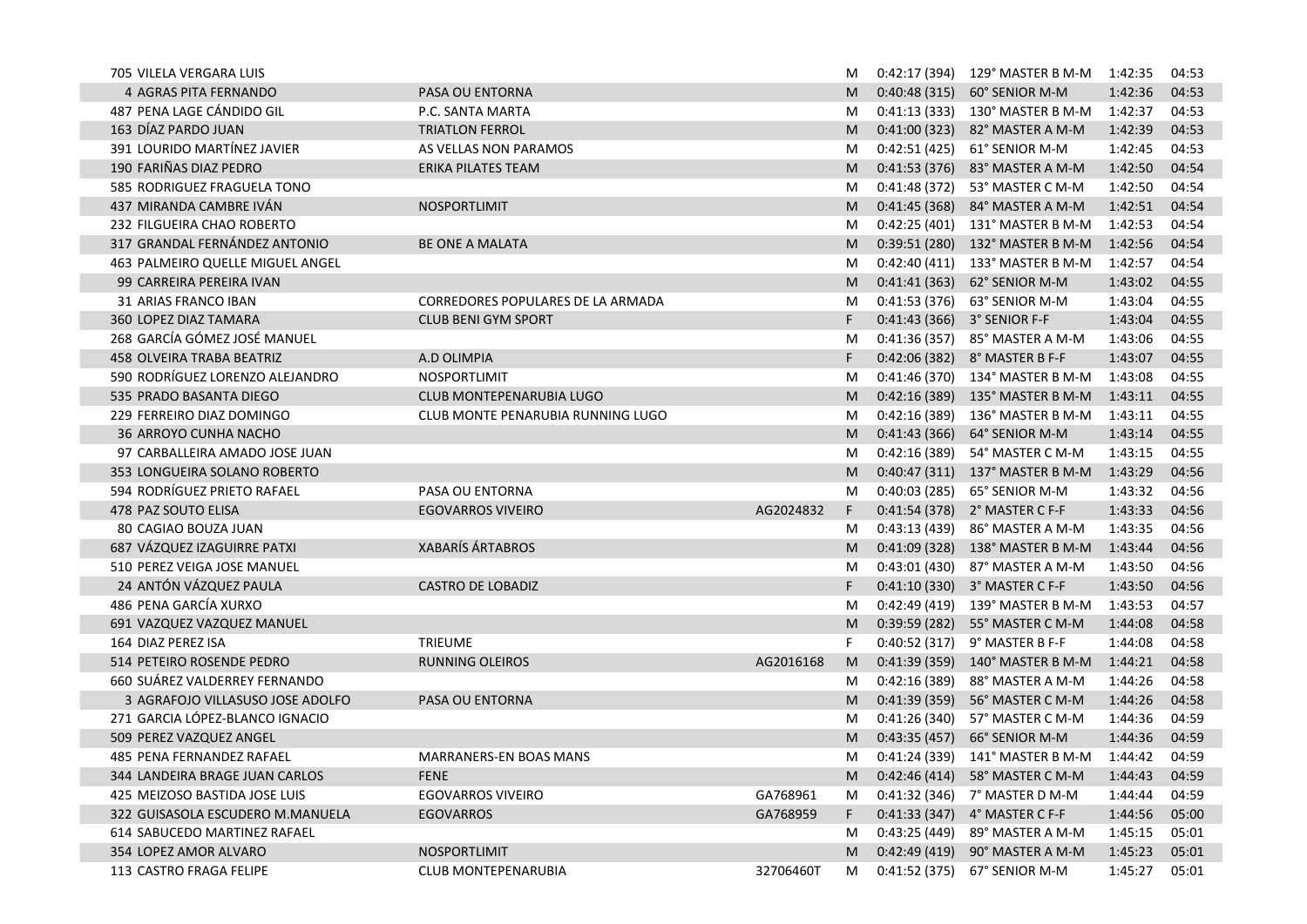| | | | | | | | | |
|---|---|---|---|---|---|---|---|---|
| 705 | VILELA VERGARA LUIS | | | M | 0:42:17 (394) | 129° MASTER B M-M | 1:42:35 | 04:53 |
| 4 | AGRAS PITA FERNANDO | PASA OU ENTORNA | | M | 0:40:48 (315) | 60° SENIOR M-M | 1:42:36 | 04:53 |
| 487 | PENA LAGE CÁNDIDO GIL | P.C. SANTA MARTA | | M | 0:41:13 (333) | 130° MASTER B M-M | 1:42:37 | 04:53 |
| 163 | DÍAZ PARDO JUAN | TRIATLON FERROL | | M | 0:41:00 (323) | 82° MASTER A M-M | 1:42:39 | 04:53 |
| 391 | LOURIDO MARTÍNEZ JAVIER | AS VELLAS NON PARAMOS | | M | 0:42:51 (425) | 61° SENIOR M-M | 1:42:45 | 04:53 |
| 190 | FARIÑAS DIAZ PEDRO | ERIKA PILATES TEAM | | M | 0:41:53 (376) | 83° MASTER A M-M | 1:42:50 | 04:54 |
| 585 | RODRIGUEZ FRAGUELA TONO | | | M | 0:41:48 (372) | 53° MASTER C M-M | 1:42:50 | 04:54 |
| 437 | MIRANDA CAMBRE IVÁN | NOSPORTLIMIT | | M | 0:41:45 (368) | 84° MASTER A M-M | 1:42:51 | 04:54 |
| 232 | FILGUEIRA CHAO ROBERTO | | | M | 0:42:25 (401) | 131° MASTER B M-M | 1:42:53 | 04:54 |
| 317 | GRANDAL FERNÁNDEZ ANTONIO | BE ONE A MALATA | | M | 0:39:51 (280) | 132° MASTER B M-M | 1:42:56 | 04:54 |
| 463 | PALMEIRO QUELLE MIGUEL ANGEL | | | M | 0:42:40 (411) | 133° MASTER B M-M | 1:42:57 | 04:54 |
| 99 | CARREIRA PEREIRA IVAN | | | M | 0:41:41 (363) | 62° SENIOR M-M | 1:43:02 | 04:55 |
| 31 | ARIAS FRANCO IBAN | CORREDORES POPULARES DE LA ARMADA | | M | 0:41:53 (376) | 63° SENIOR M-M | 1:43:04 | 04:55 |
| 360 | LOPEZ DIAZ TAMARA | CLUB BENI GYM SPORT | | F | 0:41:43 (366) | 3° SENIOR F-F | 1:43:04 | 04:55 |
| 268 | GARCÍA GÓMEZ JOSÉ MANUEL | | | M | 0:41:36 (357) | 85° MASTER A M-M | 1:43:06 | 04:55 |
| 458 | OLVEIRA TRABA BEATRIZ | A.D OLIMPIA | | F | 0:42:06 (382) | 8° MASTER B F-F | 1:43:07 | 04:55 |
| 590 | RODRÍGUEZ LORENZO ALEJANDRO | NOSPORTLIMIT | | M | 0:41:46 (370) | 134° MASTER B M-M | 1:43:08 | 04:55 |
| 535 | PRADO BASANTA DIEGO | CLUB MONTEPENARUBIA LUGO | | M | 0:42:16 (389) | 135° MASTER B M-M | 1:43:11 | 04:55 |
| 229 | FERREIRO DIAZ DOMINGO | CLUB MONTE PENARUBIA RUNNING LUGO | | M | 0:42:16 (389) | 136° MASTER B M-M | 1:43:11 | 04:55 |
| 36 | ARROYO CUNHA NACHO | | | M | 0:41:43 (366) | 64° SENIOR M-M | 1:43:14 | 04:55 |
| 97 | CARBALLEIRA AMADO JOSE JUAN | | | M | 0:42:16 (389) | 54° MASTER C M-M | 1:43:15 | 04:55 |
| 353 | LONGUEIRA SOLANO ROBERTO | | | M | 0:40:47 (311) | 137° MASTER B M-M | 1:43:29 | 04:56 |
| 594 | RODRÍGUEZ PRIETO RAFAEL | PASA OU ENTORNA | | M | 0:40:03 (285) | 65° SENIOR M-M | 1:43:32 | 04:56 |
| 478 | PAZ SOUTO ELISA | EGOVARROS VIVEIRO | AG2024832 | F | 0:41:54 (378) | 2° MASTER C F-F | 1:43:33 | 04:56 |
| 80 | CAGIAO BOUZA JUAN | | | M | 0:43:13 (439) | 86° MASTER A M-M | 1:43:35 | 04:56 |
| 687 | VÁZQUEZ IZAGUIRRE PATXI | XABARÍS ÁRTABROS | | M | 0:41:09 (328) | 138° MASTER B M-M | 1:43:44 | 04:56 |
| 510 | PEREZ VEIGA JOSE MANUEL | | | M | 0:43:01 (430) | 87° MASTER A M-M | 1:43:50 | 04:56 |
| 24 | ANTÓN VÁZQUEZ PAULA | CASTRO DE LOBADIZ | | F | 0:41:10 (330) | 3° MASTER C F-F | 1:43:50 | 04:56 |
| 486 | PENA GARCÍA XURXO | | | M | 0:42:49 (419) | 139° MASTER B M-M | 1:43:53 | 04:57 |
| 691 | VAZQUEZ VAZQUEZ MANUEL | | | M | 0:39:59 (282) | 55° MASTER C M-M | 1:44:08 | 04:58 |
| 164 | DIAZ PEREZ ISA | TRIEUME | | F | 0:40:52 (317) | 9° MASTER B F-F | 1:44:08 | 04:58 |
| 514 | PETEIRO ROSENDE PEDRO | RUNNING OLEIROS | AG2016168 | M | 0:41:39 (359) | 140° MASTER B M-M | 1:44:21 | 04:58 |
| 660 | SUÁREZ VALDERREY FERNANDO | | | M | 0:42:16 (389) | 88° MASTER A M-M | 1:44:26 | 04:58 |
| 3 | AGRAFOJO VILLASUSO JOSE ADOLFO | PASA OU ENTORNA | | M | 0:41:39 (359) | 56° MASTER C M-M | 1:44:26 | 04:58 |
| 271 | GARCIA LÓPEZ-BLANCO IGNACIO | | | M | 0:41:26 (340) | 57° MASTER C M-M | 1:44:36 | 04:59 |
| 509 | PEREZ VAZQUEZ ANGEL | | | M | 0:43:35 (457) | 66° SENIOR M-M | 1:44:36 | 04:59 |
| 485 | PENA FERNANDEZ RAFAEL | MARRANERS-EN BOAS MANS | | M | 0:41:24 (339) | 141° MASTER B M-M | 1:44:42 | 04:59 |
| 344 | LANDEIRA BRAGE JUAN CARLOS | FENE | | M | 0:42:46 (414) | 58° MASTER C M-M | 1:44:43 | 04:59 |
| 425 | MEIZOSO BASTIDA JOSE LUIS | EGOVARROS VIVEIRO | GA768961 | M | 0:41:32 (346) | 7° MASTER D M-M | 1:44:44 | 04:59 |
| 322 | GUISASOLA ESCUDERO M.MANUELA | EGOVARROS | GA768959 | F | 0:41:33 (347) | 4° MASTER C F-F | 1:44:56 | 05:00 |
| 614 | SABUCEDO MARTINEZ RAFAEL | | | M | 0:43:25 (449) | 89° MASTER A M-M | 1:45:15 | 05:01 |
| 354 | LOPEZ AMOR ALVARO | NOSPORTLIMIT | | M | 0:42:49 (419) | 90° MASTER A M-M | 1:45:23 | 05:01 |
| 113 | CASTRO FRAGA FELIPE | CLUB MONTEPENARUBIA | 32706460T | M | 0:41:52 (375) | 67° SENIOR M-M | 1:45:27 | 05:01 |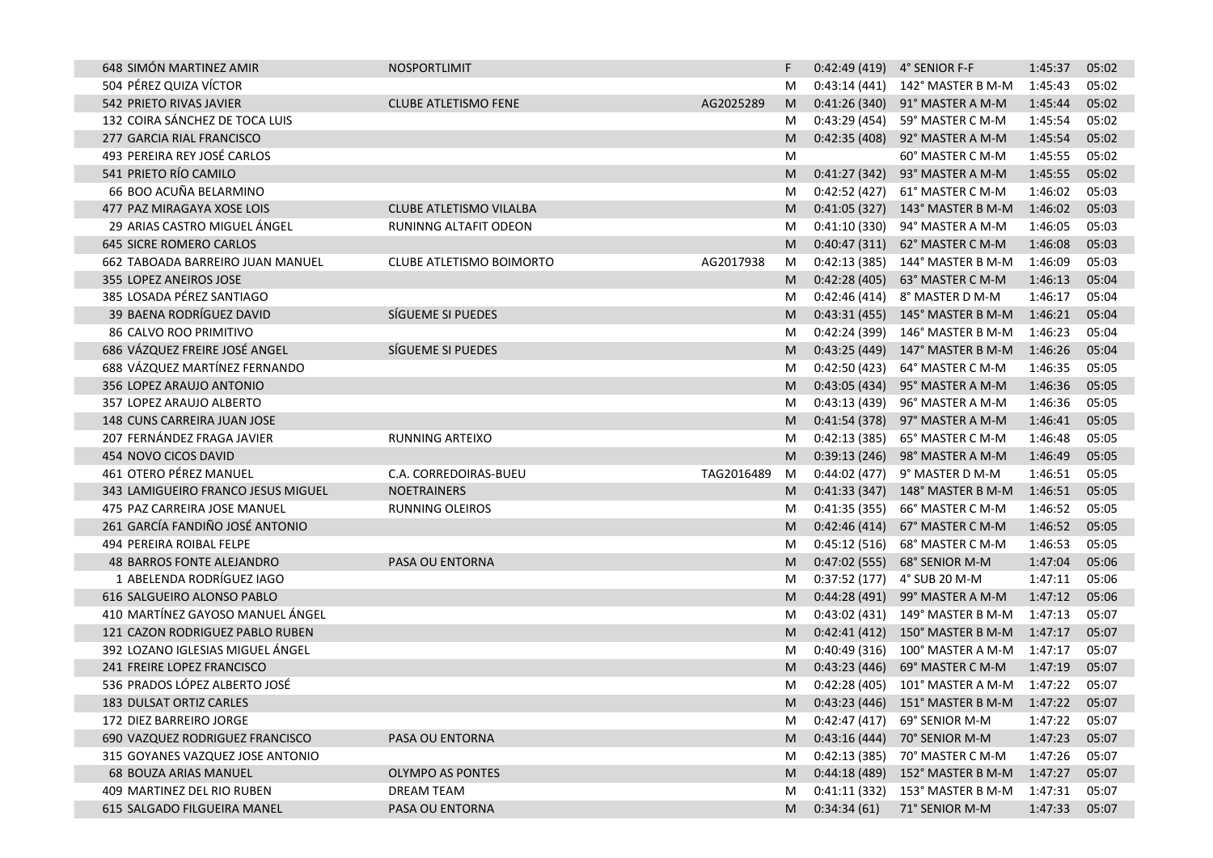| | | | | | | | |
|---|---|---|---|---|---|---|---|
| 648 SIMÓN MARTINEZ AMIR | NOSPORTLIMIT | | F | 0:42:49 (419) | 4° SENIOR F-F | 1:45:37 | 05:02 |
| 504 PÉREZ QUIZA VÍCTOR | | | M | 0:43:14 (441) | 142° MASTER B M-M | 1:45:43 | 05:02 |
| 542 PRIETO RIVAS JAVIER | CLUBE ATLETISMO FENE | AG2025289 | M | 0:41:26 (340) | 91° MASTER A M-M | 1:45:44 | 05:02 |
| 132 COIRA SÁNCHEZ DE TOCA LUIS | | | M | 0:43:29 (454) | 59° MASTER C M-M | 1:45:54 | 05:02 |
| 277 GARCIA RIAL FRANCISCO | | | M | 0:42:35 (408) | 92° MASTER A M-M | 1:45:54 | 05:02 |
| 493 PEREIRA REY JOSÉ CARLOS | | | M | | 60° MASTER C M-M | 1:45:55 | 05:02 |
| 541 PRIETO RÍO CAMILO | | | M | 0:41:27 (342) | 93° MASTER A M-M | 1:45:55 | 05:02 |
| 66 BOO ACUÑA BELARMINO | | | M | 0:42:52 (427) | 61° MASTER C M-M | 1:46:02 | 05:03 |
| 477 PAZ MIRAGAYA XOSE LOIS | CLUBE ATLETISMO VILALBA | | M | 0:41:05 (327) | 143° MASTER B M-M | 1:46:02 | 05:03 |
| 29 ARIAS CASTRO MIGUEL ÁNGEL | RUNINNG ALTAFIT ODEON | | M | 0:41:10 (330) | 94° MASTER A M-M | 1:46:05 | 05:03 |
| 645 SICRE ROMERO CARLOS | | | M | 0:40:47 (311) | 62° MASTER C M-M | 1:46:08 | 05:03 |
| 662 TABOADA BARREIRO JUAN MANUEL | CLUBE ATLETISMO BOIMORTO | AG2017938 | M | 0:42:13 (385) | 144° MASTER B M-M | 1:46:09 | 05:03 |
| 355 LOPEZ ANEIROS JOSE | | | M | 0:42:28 (405) | 63° MASTER C M-M | 1:46:13 | 05:04 |
| 385 LOSADA PÉREZ SANTIAGO | | | M | 0:42:46 (414) | 8° MASTER D M-M | 1:46:17 | 05:04 |
| 39 BAENA RODRÍGUEZ DAVID | SÍGUEME SI PUEDES | | M | 0:43:31 (455) | 145° MASTER B M-M | 1:46:21 | 05:04 |
| 86 CALVO ROO PRIMITIVO | | | M | 0:42:24 (399) | 146° MASTER B M-M | 1:46:23 | 05:04 |
| 686 VÁZQUEZ FREIRE JOSÉ ANGEL | SÍGUEME SI PUEDES | | M | 0:43:25 (449) | 147° MASTER B M-M | 1:46:26 | 05:04 |
| 688 VÁZQUEZ MARTÍNEZ FERNANDO | | | M | 0:42:50 (423) | 64° MASTER C M-M | 1:46:35 | 05:05 |
| 356 LOPEZ ARAUJO ANTONIO | | | M | 0:43:05 (434) | 95° MASTER A M-M | 1:46:36 | 05:05 |
| 357 LOPEZ ARAUJO ALBERTO | | | M | 0:43:13 (439) | 96° MASTER A M-M | 1:46:36 | 05:05 |
| 148 CUNS CARREIRA JUAN JOSE | | | M | 0:41:54 (378) | 97° MASTER A M-M | 1:46:41 | 05:05 |
| 207 FERNÁNDEZ FRAGA JAVIER | RUNNING ARTEIXO | | M | 0:42:13 (385) | 65° MASTER C M-M | 1:46:48 | 05:05 |
| 454 NOVO CICOS DAVID | | | M | 0:39:13 (246) | 98° MASTER A M-M | 1:46:49 | 05:05 |
| 461 OTERO PÉREZ MANUEL | C.A. CORREDOIRAS-BUEU | TAG2016489 | M | 0:44:02 (477) | 9° MASTER D M-M | 1:46:51 | 05:05 |
| 343 LAMIGUEIRO FRANCO JESUS MIGUEL | NOETRAINERS | | M | 0:41:33 (347) | 148° MASTER B M-M | 1:46:51 | 05:05 |
| 475 PAZ CARREIRA JOSE MANUEL | RUNNING OLEIROS | | M | 0:41:35 (355) | 66° MASTER C M-M | 1:46:52 | 05:05 |
| 261 GARCÍA FANDIÑO JOSÉ ANTONIO | | | M | 0:42:46 (414) | 67° MASTER C M-M | 1:46:52 | 05:05 |
| 494 PEREIRA ROIBAL FELPE | | | M | 0:45:12 (516) | 68° MASTER C M-M | 1:46:53 | 05:05 |
| 48 BARROS FONTE ALEJANDRO | PASA OU ENTORNA | | M | 0:47:02 (555) | 68° SENIOR M-M | 1:47:04 | 05:06 |
| 1 ABELENDA RODRÍGUEZ IAGO | | | M | 0:37:52 (177) | 4° SUB 20 M-M | 1:47:11 | 05:06 |
| 616 SALGUEIRO ALONSO PABLO | | | M | 0:44:28 (491) | 99° MASTER A M-M | 1:47:12 | 05:06 |
| 410 MARTÍNEZ GAYOSO MANUEL ÁNGEL | | | M | 0:43:02 (431) | 149° MASTER B M-M | 1:47:13 | 05:07 |
| 121 CAZON RODRIGUEZ PABLO RUBEN | | | M | 0:42:41 (412) | 150° MASTER B M-M | 1:47:17 | 05:07 |
| 392 LOZANO IGLESIAS MIGUEL ÁNGEL | | | M | 0:40:49 (316) | 100° MASTER A M-M | 1:47:17 | 05:07 |
| 241 FREIRE LOPEZ FRANCISCO | | | M | 0:43:23 (446) | 69° MASTER C M-M | 1:47:19 | 05:07 |
| 536 PRADOS LÓPEZ ALBERTO JOSÉ | | | M | 0:42:28 (405) | 101° MASTER A M-M | 1:47:22 | 05:07 |
| 183 DULSAT ORTIZ CARLES | | | M | 0:43:23 (446) | 151° MASTER B M-M | 1:47:22 | 05:07 |
| 172 DIEZ BARREIRO JORGE | | | M | 0:42:47 (417) | 69° SENIOR M-M | 1:47:22 | 05:07 |
| 690 VAZQUEZ RODRIGUEZ FRANCISCO | PASA OU ENTORNA | | M | 0:43:16 (444) | 70° SENIOR M-M | 1:47:23 | 05:07 |
| 315 GOYANES VAZQUEZ JOSE ANTONIO | | | M | 0:42:13 (385) | 70° MASTER C M-M | 1:47:26 | 05:07 |
| 68 BOUZA ARIAS MANUEL | OLYMPO AS PONTES | | M | 0:44:18 (489) | 152° MASTER B M-M | 1:47:27 | 05:07 |
| 409 MARTINEZ DEL RIO RUBEN | DREAM TEAM | | M | 0:41:11 (332) | 153° MASTER B M-M | 1:47:31 | 05:07 |
| 615 SALGADO FILGUEIRA MANEL | PASA OU ENTORNA | | M | 0:34:34 (61) | 71° SENIOR M-M | 1:47:33 | 05:07 |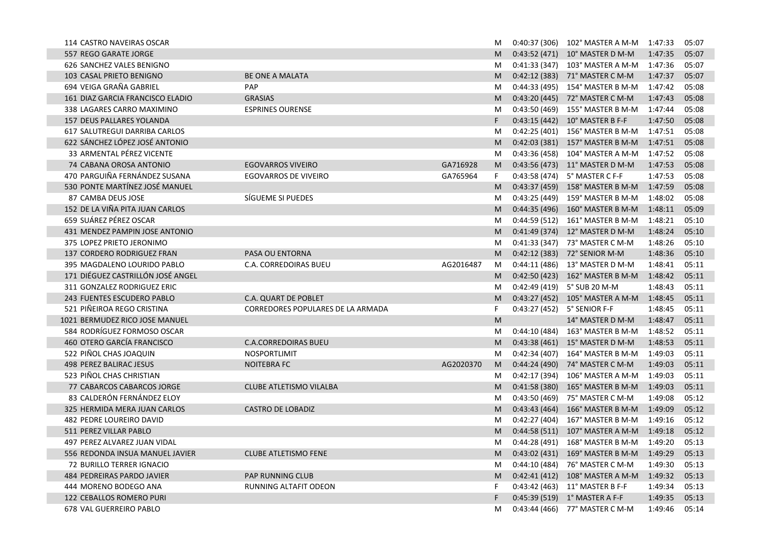| Dorsal | Nombre | Club | Licencia | Sexo | Parcial | Categoría | Tiempo | Ritmo |
|---|---|---|---|---|---|---|---|---|
| 114 | CASTRO NAVEIRAS OSCAR | | | M | 0:40:37 (306) | 102° MASTER A M-M | 1:47:33 | 05:07 |
| 557 | REGO GARATE JORGE | | | M | 0:43:52 (471) | 10° MASTER D M-M | 1:47:35 | 05:07 |
| 626 | SANCHEZ VALES BENIGNO | | | M | 0:41:33 (347) | 103° MASTER A M-M | 1:47:36 | 05:07 |
| 103 | CASAL PRIETO BENIGNO | BE ONE A MALATA | | M | 0:42:12 (383) | 71° MASTER C M-M | 1:47:37 | 05:07 |
| 694 | VEIGA GRAÑA GABRIEL | PAP | | M | 0:44:33 (495) | 154° MASTER B M-M | 1:47:42 | 05:08 |
| 161 | DIAZ GARCIA FRANCISCO ELADIO | GRASIAS | | M | 0:43:20 (445) | 72° MASTER C M-M | 1:47:43 | 05:08 |
| 338 | LAGARES CARRO MAXIMINO | ESPRINES OURENSE | | M | 0:43:50 (469) | 155° MASTER B M-M | 1:47:44 | 05:08 |
| 157 | DEUS PALLARES YOLANDA | | | F | 0:43:15 (442) | 10° MASTER B F-F | 1:47:50 | 05:08 |
| 617 | SALUTREGUI DARRIBA CARLOS | | | M | 0:42:25 (401) | 156° MASTER B M-M | 1:47:51 | 05:08 |
| 622 | SÁNCHEZ LÓPEZ JOSÉ ANTONIO | | | M | 0:42:03 (381) | 157° MASTER B M-M | 1:47:51 | 05:08 |
| 33 | ARMENTAL PÉREZ VICENTE | | | M | 0:43:36 (458) | 104° MASTER A M-M | 1:47:52 | 05:08 |
| 74 | CABANA OROSA ANTONIO | EGOVARROS VIVEIRO | GA716928 | M | 0:43:56 (473) | 11° MASTER D M-M | 1:47:53 | 05:08 |
| 470 | PARGUIÑA FERNÁNDEZ SUSANA | EGOVARROS DE VIVEIRO | GA765964 | F | 0:43:58 (474) | 5° MASTER C F-F | 1:47:53 | 05:08 |
| 530 | PONTE MARTÍNEZ JOSÉ MANUEL | | | M | 0:43:37 (459) | 158° MASTER B M-M | 1:47:59 | 05:08 |
| 87 | CAMBA DEUS JOSE | SÍGUEME SI PUEDES | | M | 0:43:25 (449) | 159° MASTER B M-M | 1:48:02 | 05:08 |
| 152 | DE LA VIÑA PITA JUAN CARLOS | | | M | 0:44:35 (496) | 160° MASTER B M-M | 1:48:11 | 05:09 |
| 659 | SUÁREZ PÉREZ OSCAR | | | M | 0:44:59 (512) | 161° MASTER B M-M | 1:48:21 | 05:10 |
| 431 | MENDEZ PAMPIN JOSE ANTONIO | | | M | 0:41:49 (374) | 12° MASTER D M-M | 1:48:24 | 05:10 |
| 375 | LOPEZ PRIETO JERONIMO | | | M | 0:41:33 (347) | 73° MASTER C M-M | 1:48:26 | 05:10 |
| 137 | CORDERO RODRIGUEZ FRAN | PASA OU ENTORNA | | M | 0:42:12 (383) | 72° SENIOR M-M | 1:48:36 | 05:10 |
| 395 | MAGDALENO LOURIDO PABLO | C.A. CORREDOIRAS BUEU | AG2016487 | M | 0:44:11 (486) | 13° MASTER D M-M | 1:48:41 | 05:11 |
| 171 | DIÉGUEZ CASTRILLÓN JOSÉ ANGEL | | | M | 0:42:50 (423) | 162° MASTER B M-M | 1:48:42 | 05:11 |
| 311 | GONZALEZ RODRIGUEZ ERIC | | | M | 0:42:49 (419) | 5° SUB 20 M-M | 1:48:43 | 05:11 |
| 243 | FUENTES ESCUDERO PABLO | C.A. QUART DE POBLET | | M | 0:43:27 (452) | 105° MASTER A M-M | 1:48:45 | 05:11 |
| 521 | PIÑEIROA REGO CRISTINA | CORREDORES POPULARES DE LA ARMADA | | F | 0:43:27 (452) | 5° SENIOR F-F | 1:48:45 | 05:11 |
| 1021 | BERMUDEZ RICO JOSE MANUEL | | | M | | 14° MASTER D M-M | 1:48:47 | 05:11 |
| 584 | RODRÍGUEZ FORMOSO OSCAR | | | M | 0:44:10 (484) | 163° MASTER B M-M | 1:48:52 | 05:11 |
| 460 | OTERO GARCÍA FRANCISCO | C.A.CORREDOIRAS BUEU | | M | 0:43:38 (461) | 15° MASTER D M-M | 1:48:53 | 05:11 |
| 522 | PIÑOL CHAS JOAQUIN | NOSPORTLIMIT | | M | 0:42:34 (407) | 164° MASTER B M-M | 1:49:03 | 05:11 |
| 498 | PEREZ BALIRAC JESUS | NOITEBRA FC | AG2020370 | M | 0:44:24 (490) | 74° MASTER C M-M | 1:49:03 | 05:11 |
| 523 | PIÑOL CHAS CHRISTIAN | | | M | 0:42:17 (394) | 106° MASTER A M-M | 1:49:03 | 05:11 |
| 77 | CABARCOS CABARCOS JORGE | CLUBE ATLETISMO VILALBA | | M | 0:41:58 (380) | 165° MASTER B M-M | 1:49:03 | 05:11 |
| 83 | CALDERÓN FERNÁNDEZ ELOY | | | M | 0:43:50 (469) | 75° MASTER C M-M | 1:49:08 | 05:12 |
| 325 | HERMIDA MERA JUAN CARLOS | CASTRO DE LOBADIZ | | M | 0:43:43 (464) | 166° MASTER B M-M | 1:49:09 | 05:12 |
| 482 | PEDRE LOUREIRO DAVID | | | M | 0:42:27 (404) | 167° MASTER B M-M | 1:49:16 | 05:12 |
| 511 | PEREZ VILLAR PABLO | | | M | 0:44:58 (511) | 107° MASTER A M-M | 1:49:18 | 05:12 |
| 497 | PEREZ ALVAREZ JUAN VIDAL | | | M | 0:44:28 (491) | 168° MASTER B M-M | 1:49:20 | 05:13 |
| 556 | REDONDA INSUA MANUEL JAVIER | CLUBE ATLETISMO FENE | | M | 0:43:02 (431) | 169° MASTER B M-M | 1:49:29 | 05:13 |
| 72 | BURILLO TERRER IGNACIO | | | M | 0:44:10 (484) | 76° MASTER C M-M | 1:49:30 | 05:13 |
| 484 | PEDREIRAS PARDO JAVIER | PAP RUNNING CLUB | | M | 0:42:41 (412) | 108° MASTER A M-M | 1:49:32 | 05:13 |
| 444 | MORENO BODEGO ANA | RUNNING ALTAFIT ODEON | | F | 0:43:42 (463) | 11° MASTER B F-F | 1:49:34 | 05:13 |
| 122 | CEBALLOS ROMERO PURI | | | F | 0:45:39 (519) | 1° MASTER A F-F | 1:49:35 | 05:13 |
| 678 | VAL GUERREIRO PABLO | | | M | 0:43:44 (466) | 77° MASTER C M-M | 1:49:46 | 05:14 |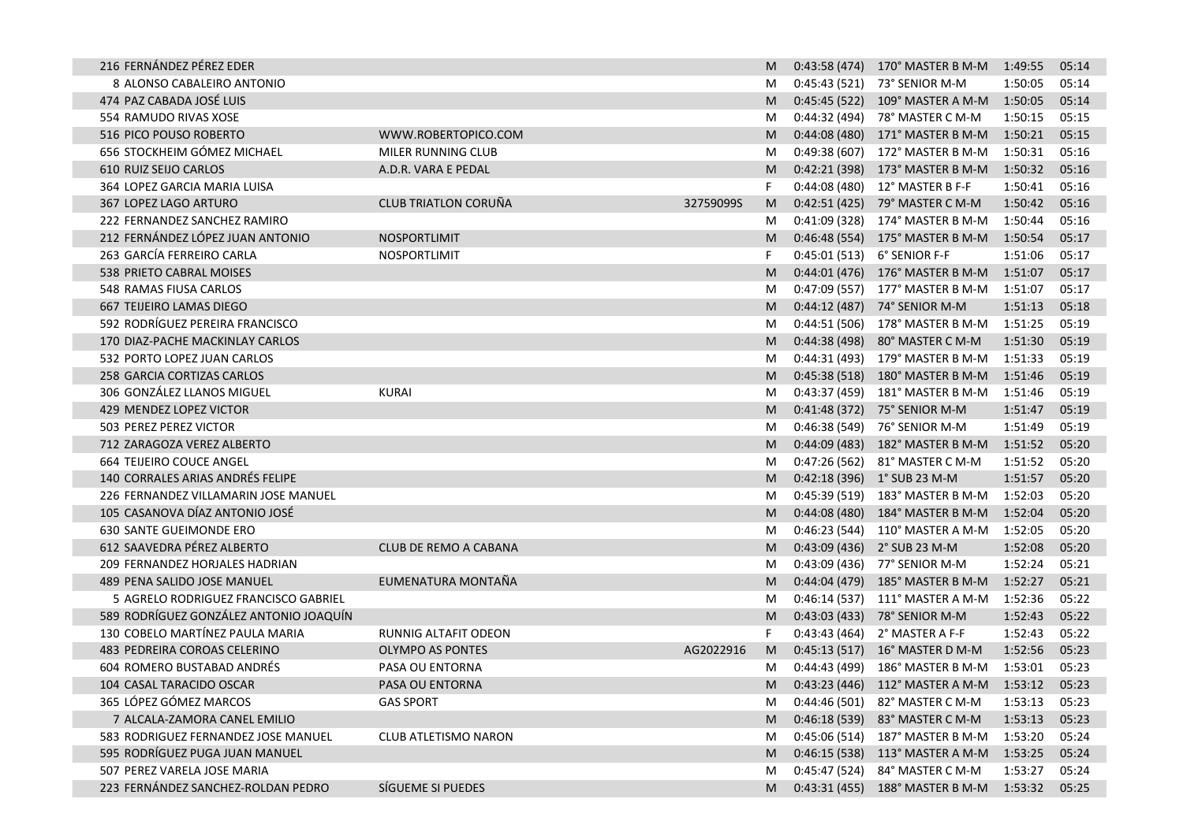| | | | | | | | | |
|---|---|---|---|---|---|---|---|---|
| 216 | FERNÁNDEZ PÉREZ EDER | | | M | 0:43:58 (474) | 170° MASTER B M-M | 1:49:55 | 05:14 |
| 8 | ALONSO CABALEIRO ANTONIO | | | M | 0:45:43 (521) | 73° SENIOR M-M | 1:50:05 | 05:14 |
| 474 | PAZ CABADA JOSÉ LUIS | | | M | 0:45:45 (522) | 109° MASTER A M-M | 1:50:05 | 05:14 |
| 554 | RAMUDO RIVAS XOSE | | | M | 0:44:32 (494) | 78° MASTER C M-M | 1:50:15 | 05:15 |
| 516 | PICO POUSO ROBERTO | WWW.ROBERTOPICO.COM | | M | 0:44:08 (480) | 171° MASTER B M-M | 1:50:21 | 05:15 |
| 656 | STOCKHEIM GÓMEZ MICHAEL | MILER RUNNING CLUB | | M | 0:49:38 (607) | 172° MASTER B M-M | 1:50:31 | 05:16 |
| 610 | RUIZ SEIJO CARLOS | A.D.R. VARA E PEDAL | | M | 0:42:21 (398) | 173° MASTER B M-M | 1:50:32 | 05:16 |
| 364 | LOPEZ GARCIA MARIA LUISA | | | F | 0:44:08 (480) | 12° MASTER B F-F | 1:50:41 | 05:16 |
| 367 | LOPEZ LAGO ARTURO | CLUB TRIATLON CORUÑA | 32759099S | M | 0:42:51 (425) | 79° MASTER C M-M | 1:50:42 | 05:16 |
| 222 | FERNANDEZ SANCHEZ RAMIRO | | | M | 0:41:09 (328) | 174° MASTER B M-M | 1:50:44 | 05:16 |
| 212 | FERNÁNDEZ LÓPEZ JUAN ANTONIO | NOSPORTLIMIT | | M | 0:46:48 (554) | 175° MASTER B M-M | 1:50:54 | 05:17 |
| 263 | GARCÍA FERREIRO CARLA | NOSPORTLIMIT | | F | 0:45:01 (513) | 6° SENIOR F-F | 1:51:06 | 05:17 |
| 538 | PRIETO CABRAL MOISES | | | M | 0:44:01 (476) | 176° MASTER B M-M | 1:51:07 | 05:17 |
| 548 | RAMAS FIUSA CARLOS | | | M | 0:47:09 (557) | 177° MASTER B M-M | 1:51:07 | 05:17 |
| 667 | TEIJEIRO LAMAS DIEGO | | | M | 0:44:12 (487) | 74° SENIOR M-M | 1:51:13 | 05:18 |
| 592 | RODRÍGUEZ PEREIRA FRANCISCO | | | M | 0:44:51 (506) | 178° MASTER B M-M | 1:51:25 | 05:19 |
| 170 | DIAZ-PACHE MACKINLAY CARLOS | | | M | 0:44:38 (498) | 80° MASTER C M-M | 1:51:30 | 05:19 |
| 532 | PORTO LOPEZ JUAN CARLOS | | | M | 0:44:31 (493) | 179° MASTER B M-M | 1:51:33 | 05:19 |
| 258 | GARCIA CORTIZAS CARLOS | | | M | 0:45:38 (518) | 180° MASTER B M-M | 1:51:46 | 05:19 |
| 306 | GONZÁLEZ LLANOS MIGUEL | KURAI | | M | 0:43:37 (459) | 181° MASTER B M-M | 1:51:46 | 05:19 |
| 429 | MENDEZ LOPEZ VICTOR | | | M | 0:41:48 (372) | 75° SENIOR M-M | 1:51:47 | 05:19 |
| 503 | PEREZ PEREZ VICTOR | | | M | 0:46:38 (549) | 76° SENIOR M-M | 1:51:49 | 05:19 |
| 712 | ZARAGOZA VEREZ ALBERTO | | | M | 0:44:09 (483) | 182° MASTER B M-M | 1:51:52 | 05:20 |
| 664 | TEIJEIRO COUCE ANGEL | | | M | 0:47:26 (562) | 81° MASTER C M-M | 1:51:52 | 05:20 |
| 140 | CORRALES ARIAS ANDRÉS FELIPE | | | M | 0:42:18 (396) | 1° SUB 23 M-M | 1:51:57 | 05:20 |
| 226 | FERNANDEZ VILLAMARIN JOSE MANUEL | | | M | 0:45:39 (519) | 183° MASTER B M-M | 1:52:03 | 05:20 |
| 105 | CASANOVA DÍAZ ANTONIO JOSÉ | | | M | 0:44:08 (480) | 184° MASTER B M-M | 1:52:04 | 05:20 |
| 630 | SANTE GUEIMONDE ERO | | | M | 0:46:23 (544) | 110° MASTER A M-M | 1:52:05 | 05:20 |
| 612 | SAAVEDRA PÉREZ ALBERTO | CLUB DE REMO A CABANA | | M | 0:43:09 (436) | 2° SUB 23 M-M | 1:52:08 | 05:20 |
| 209 | FERNANDEZ HORJALES HADRIAN | | | M | 0:43:09 (436) | 77° SENIOR M-M | 1:52:24 | 05:21 |
| 489 | PENA SALIDO JOSE MANUEL | EUMENATURA MONTAÑA | | M | 0:44:04 (479) | 185° MASTER B M-M | 1:52:27 | 05:21 |
| 5 | AGRELO RODRIGUEZ FRANCISCO GABRIEL | | | M | 0:46:14 (537) | 111° MASTER A M-M | 1:52:36 | 05:22 |
| 589 | RODRÍGUEZ GONZÁLEZ ANTONIO JOAQUÍN | | | M | 0:43:03 (433) | 78° SENIOR M-M | 1:52:43 | 05:22 |
| 130 | COBELO MARTÍNEZ PAULA MARIA | RUNNIG ALTAFIT ODEON | | F | 0:43:43 (464) | 2° MASTER A F-F | 1:52:43 | 05:22 |
| 483 | PEDREIRA COROAS CELERINO | OLYMPO AS PONTES | AG2022916 | M | 0:45:13 (517) | 16° MASTER D M-M | 1:52:56 | 05:23 |
| 604 | ROMERO BUSTABAD ANDRÉS | PASA OU ENTORNA | | M | 0:44:43 (499) | 186° MASTER B M-M | 1:53:01 | 05:23 |
| 104 | CASAL TARACIDO OSCAR | PASA OU ENTORNA | | M | 0:43:23 (446) | 112° MASTER A M-M | 1:53:12 | 05:23 |
| 365 | LÓPEZ GÓMEZ MARCOS | GAS SPORT | | M | 0:44:46 (501) | 82° MASTER C M-M | 1:53:13 | 05:23 |
| 7 | ALCALA-ZAMORA CANEL EMILIO | | | M | 0:46:18 (539) | 83° MASTER C M-M | 1:53:13 | 05:23 |
| 583 | RODRIGUEZ FERNANDEZ JOSE MANUEL | CLUB ATLETISMO NARON | | M | 0:45:06 (514) | 187° MASTER B M-M | 1:53:20 | 05:24 |
| 595 | RODRÍGUEZ PUGA JUAN MANUEL | | | M | 0:46:15 (538) | 113° MASTER A M-M | 1:53:25 | 05:24 |
| 507 | PEREZ VARELA JOSE MARIA | | | M | 0:45:47 (524) | 84° MASTER C M-M | 1:53:27 | 05:24 |
| 223 | FERNÁNDEZ SANCHEZ-ROLDAN PEDRO | SÍGUEME SI PUEDES | | M | 0:43:31 (455) | 188° MASTER B M-M | 1:53:32 | 05:25 |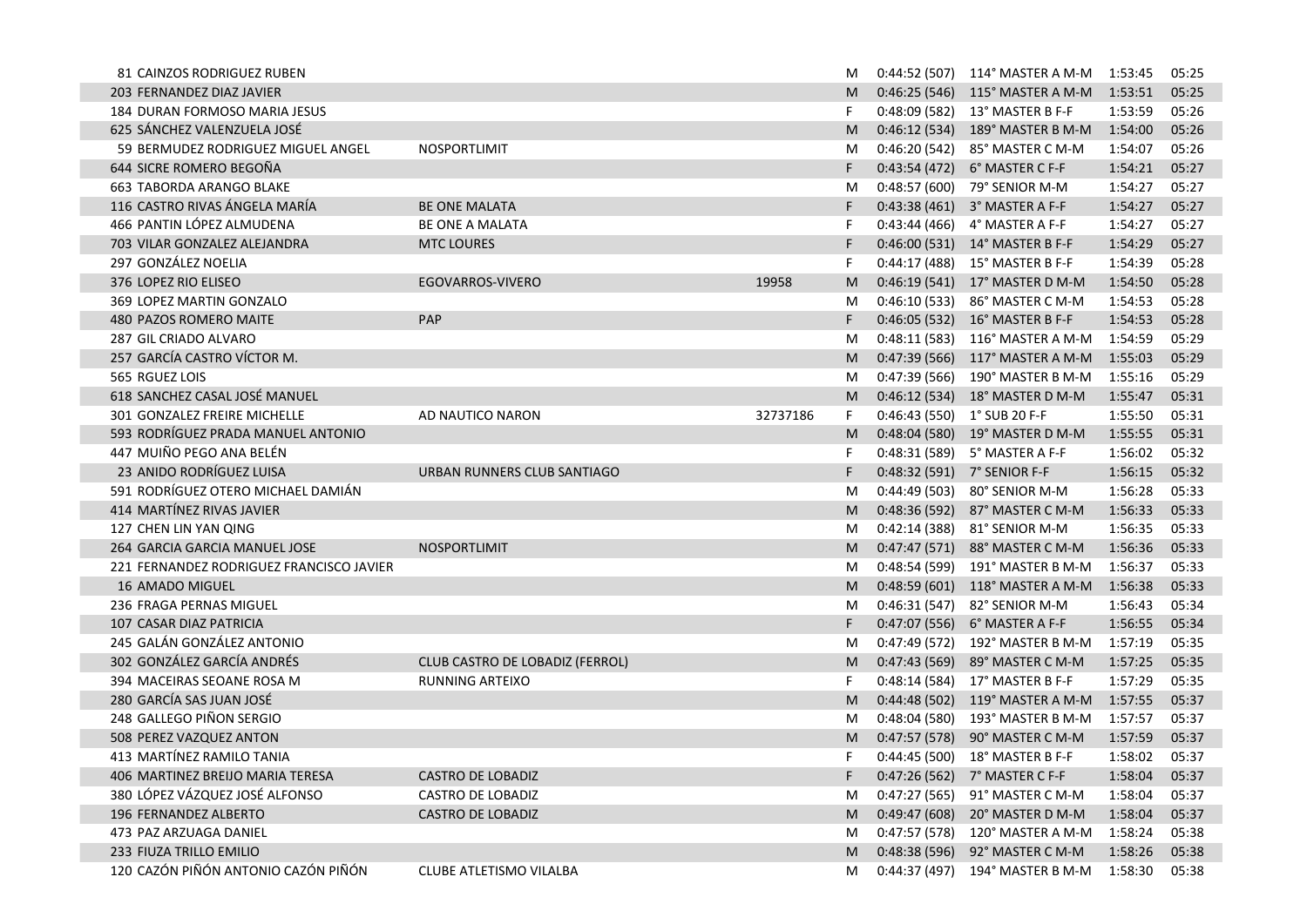| | | | | | | | |
|---|---|---|---|---|---|---|---|
| 81 CAINZOS RODRIGUEZ RUBEN | | | M | 0:44:52 (507) | 114° MASTER A M-M | 1:53:45 | 05:25 |
| 203 FERNANDEZ DIAZ JAVIER | | | M | 0:46:25 (546) | 115° MASTER A M-M | 1:53:51 | 05:25 |
| 184 DURAN FORMOSO MARIA JESUS | | | F | 0:48:09 (582) | 13° MASTER B F-F | 1:53:59 | 05:26 |
| 625 SÁNCHEZ VALENZUELA JOSÉ | | | M | 0:46:12 (534) | 189° MASTER B M-M | 1:54:00 | 05:26 |
| 59 BERMUDEZ RODRIGUEZ MIGUEL ANGEL | NOSPORTLIMIT | | M | 0:46:20 (542) | 85° MASTER C M-M | 1:54:07 | 05:26 |
| 644 SICRE ROMERO BEGOÑA | | | F | 0:43:54 (472) | 6° MASTER C F-F | 1:54:21 | 05:27 |
| 663 TABORDA ARANGO BLAKE | | | M | 0:48:57 (600) | 79° SENIOR M-M | 1:54:27 | 05:27 |
| 116 CASTRO RIVAS ÁNGELA MARÍA | BE ONE MALATA | | F | 0:43:38 (461) | 3° MASTER A F-F | 1:54:27 | 05:27 |
| 466 PANTIN LÓPEZ ALMUDENA | BE ONE A MALATA | | F | 0:43:44 (466) | 4° MASTER A F-F | 1:54:27 | 05:27 |
| 703 VILAR GONZALEZ ALEJANDRA | MTC LOURES | | F | 0:46:00 (531) | 14° MASTER B F-F | 1:54:29 | 05:27 |
| 297 GONZÁLEZ NOELIA | | | F | 0:44:17 (488) | 15° MASTER B F-F | 1:54:39 | 05:28 |
| 376 LOPEZ RIO ELISEO | EGOVARROS-VIVERO | 19958 | M | 0:46:19 (541) | 17° MASTER D M-M | 1:54:50 | 05:28 |
| 369 LOPEZ MARTIN GONZALO | | | M | 0:46:10 (533) | 86° MASTER C M-M | 1:54:53 | 05:28 |
| 480 PAZOS ROMERO MAITE | PAP | | F | 0:46:05 (532) | 16° MASTER B F-F | 1:54:53 | 05:28 |
| 287 GIL CRIADO ALVARO | | | M | 0:48:11 (583) | 116° MASTER A M-M | 1:54:59 | 05:29 |
| 257 GARCÍA CASTRO VÍCTOR M. | | | M | 0:47:39 (566) | 117° MASTER A M-M | 1:55:03 | 05:29 |
| 565 RGUEZ LOIS | | | M | 0:47:39 (566) | 190° MASTER B M-M | 1:55:16 | 05:29 |
| 618 SANCHEZ CASAL JOSÉ MANUEL | | | M | 0:46:12 (534) | 18° MASTER D M-M | 1:55:47 | 05:31 |
| 301 GONZALEZ FREIRE MICHELLE | AD NAUTICO NARON | 32737186 | F | 0:46:43 (550) | 1° SUB 20 F-F | 1:55:50 | 05:31 |
| 593 RODRÍGUEZ PRADA MANUEL ANTONIO | | | M | 0:48:04 (580) | 19° MASTER D M-M | 1:55:55 | 05:31 |
| 447 MUIÑO PEGO ANA BELÉN | | | F | 0:48:31 (589) | 5° MASTER A F-F | 1:56:02 | 05:32 |
| 23 ANIDO RODRÍGUEZ LUISA | URBAN RUNNERS CLUB SANTIAGO | | F | 0:48:32 (591) | 7° SENIOR F-F | 1:56:15 | 05:32 |
| 591 RODRÍGUEZ OTERO MICHAEL DAMIÁN | | | M | 0:44:49 (503) | 80° SENIOR M-M | 1:56:28 | 05:33 |
| 414 MARTÍNEZ RIVAS JAVIER | | | M | 0:48:36 (592) | 87° MASTER C M-M | 1:56:33 | 05:33 |
| 127 CHEN LIN YAN QING | | | M | 0:42:14 (388) | 81° SENIOR M-M | 1:56:35 | 05:33 |
| 264 GARCIA GARCIA MANUEL JOSE | NOSPORTLIMIT | | M | 0:47:47 (571) | 88° MASTER C M-M | 1:56:36 | 05:33 |
| 221 FERNANDEZ RODRIGUEZ FRANCISCO JAVIER | | | M | 0:48:54 (599) | 191° MASTER B M-M | 1:56:37 | 05:33 |
| 16 AMADO MIGUEL | | | M | 0:48:59 (601) | 118° MASTER A M-M | 1:56:38 | 05:33 |
| 236 FRAGA PERNAS MIGUEL | | | M | 0:46:31 (547) | 82° SENIOR M-M | 1:56:43 | 05:34 |
| 107 CASAR DIAZ PATRICIA | | | F | 0:47:07 (556) | 6° MASTER A F-F | 1:56:55 | 05:34 |
| 245 GALÁN GONZÁLEZ ANTONIO | | | M | 0:47:49 (572) | 192° MASTER B M-M | 1:57:19 | 05:35 |
| 302 GONZÁLEZ GARCÍA ANDRÉS | CLUB CASTRO DE LOBADIZ (FERROL) | | M | 0:47:43 (569) | 89° MASTER C M-M | 1:57:25 | 05:35 |
| 394 MACEIRAS SEOANE ROSA M | RUNNING ARTEIXO | | F | 0:48:14 (584) | 17° MASTER B F-F | 1:57:29 | 05:35 |
| 280 GARCÍA SAS JUAN JOSÉ | | | M | 0:44:48 (502) | 119° MASTER A M-M | 1:57:55 | 05:37 |
| 248 GALLEGO PIÑON SERGIO | | | M | 0:48:04 (580) | 193° MASTER B M-M | 1:57:57 | 05:37 |
| 508 PEREZ VAZQUEZ ANTON | | | M | 0:47:59 (578) | 90° MASTER C M-M | 1:57:59 | 05:37 |
| 413 MARTÍNEZ RAMILO TANIA | | | F | 0:44:45 (500) | 18° MASTER B F-F | 1:58:02 | 05:37 |
| 406 MARTINEZ BREIJO MARIA TERESA | CASTRO DE LOBADIZ | | F | 0:47:26 (562) | 7° MASTER C F-F | 1:58:04 | 05:37 |
| 380 LÓPEZ VÁZQUEZ JOSÉ ALFONSO | CASTRO DE LOBADIZ | | M | 0:47:27 (565) | 91° MASTER C M-M | 1:58:04 | 05:37 |
| 196 FERNANDEZ ALBERTO | CASTRO DE LOBADIZ | | M | 0:49:47 (608) | 20° MASTER D M-M | 1:58:04 | 05:37 |
| 473 PAZ ARZUAGA DANIEL | | | M | 0:47:57 (578) | 120° MASTER A M-M | 1:58:24 | 05:38 |
| 233 FIUZA TRILLO EMILIO | | | M | 0:48:38 (596) | 92° MASTER C M-M | 1:58:26 | 05:38 |
| 120 CAZÓN PIÑÓN ANTONIO CAZÓN PIÑÓN | CLUBE ATLETISMO VILALBA | | M | 0:44:37 (497) | 194° MASTER B M-M | 1:58:30 | 05:38 |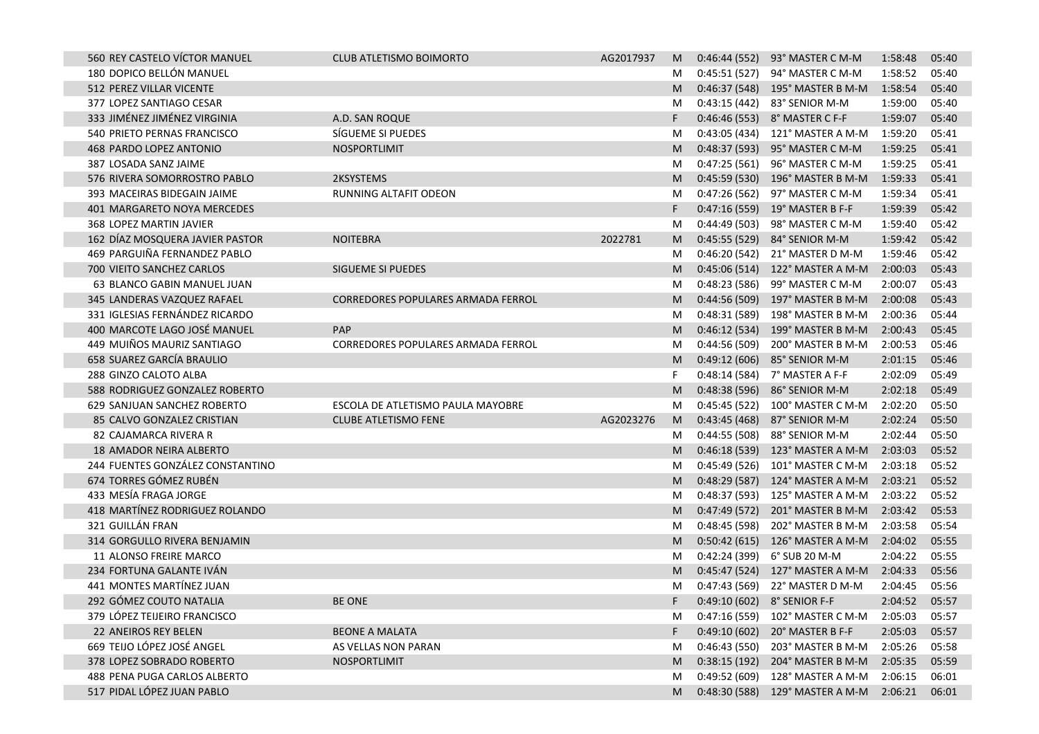| | | | | | | | |
|---|---|---|---|---|---|---|---|
| 560 REY CASTELO VÍCTOR MANUEL | CLUB ATLETISMO BOIMORTO | AG2017937 | M | 0:46:44 (552) | 93° MASTER C M-M | 1:58:48 | 05:40 |
| 180 DOPICO BELLÓN MANUEL | | | M | 0:45:51 (527) | 94° MASTER C M-M | 1:58:52 | 05:40 |
| 512 PEREZ VILLAR VICENTE | | | M | 0:46:37 (548) | 195° MASTER B M-M | 1:58:54 | 05:40 |
| 377 LOPEZ SANTIAGO CESAR | | | M | 0:43:15 (442) | 83° SENIOR M-M | 1:59:00 | 05:40 |
| 333 JIMÉNEZ JIMÉNEZ VIRGINIA | A.D. SAN ROQUE | | F | 0:46:46 (553) | 8° MASTER C F-F | 1:59:07 | 05:40 |
| 540 PRIETO PERNAS FRANCISCO | SÍGUEME SI PUEDES | | M | 0:43:05 (434) | 121° MASTER A M-M | 1:59:20 | 05:41 |
| 468 PARDO LOPEZ ANTONIO | NOSPORTLIMIT | | M | 0:48:37 (593) | 95° MASTER C M-M | 1:59:25 | 05:41 |
| 387 LOSADA SANZ JAIME | | | M | 0:47:25 (561) | 96° MASTER C M-M | 1:59:25 | 05:41 |
| 576 RIVERA SOMORROSTRO PABLO | 2KSYSTEMS | | M | 0:45:59 (530) | 196° MASTER B M-M | 1:59:33 | 05:41 |
| 393 MACEIRAS BIDEGAIN JAIME | RUNNING ALTAFIT ODEON | | M | 0:47:26 (562) | 97° MASTER C M-M | 1:59:34 | 05:41 |
| 401 MARGARETO NOYA MERCEDES | | | F | 0:47:16 (559) | 19° MASTER B F-F | 1:59:39 | 05:42 |
| 368 LOPEZ MARTIN JAVIER | | | M | 0:44:49 (503) | 98° MASTER C M-M | 1:59:40 | 05:42 |
| 162 DÍAZ MOSQUERA JAVIER PASTOR | NOITEBRA | 2022781 | M | 0:45:55 (529) | 84° SENIOR M-M | 1:59:42 | 05:42 |
| 469 PARGUIÑA FERNANDEZ PABLO | | | M | 0:46:20 (542) | 21° MASTER D M-M | 1:59:46 | 05:42 |
| 700 VIEITO SANCHEZ CARLOS | SIGUEME SI PUEDES | | M | 0:45:06 (514) | 122° MASTER A M-M | 2:00:03 | 05:43 |
| 63 BLANCO GABIN MANUEL JUAN | | | M | 0:48:23 (586) | 99° MASTER C M-M | 2:00:07 | 05:43 |
| 345 LANDERAS VAZQUEZ RAFAEL | CORREDORES POPULARES ARMADA FERROL | | M | 0:44:56 (509) | 197° MASTER B M-M | 2:00:08 | 05:43 |
| 331 IGLESIAS FERNÁNDEZ RICARDO | | | M | 0:48:31 (589) | 198° MASTER B M-M | 2:00:36 | 05:44 |
| 400 MARCOTE LAGO JOSÉ MANUEL | PAP | | M | 0:46:12 (534) | 199° MASTER B M-M | 2:00:43 | 05:45 |
| 449 MUIÑOS MAURIZ SANTIAGO | CORREDORES POPULARES ARMADA FERROL | | M | 0:44:56 (509) | 200° MASTER B M-M | 2:00:53 | 05:46 |
| 658 SUAREZ GARCÍA BRAULIO | | | M | 0:49:12 (606) | 85° SENIOR M-M | 2:01:15 | 05:46 |
| 288 GINZO CALOTO ALBA | | | F | 0:48:14 (584) | 7° MASTER A F-F | 2:02:09 | 05:49 |
| 588 RODRIGUEZ GONZALEZ ROBERTO | | | M | 0:48:38 (596) | 86° SENIOR M-M | 2:02:18 | 05:49 |
| 629 SANJUAN SANCHEZ ROBERTO | ESCOLA DE ATLETISMO PAULA MAYOBRE | | M | 0:45:45 (522) | 100° MASTER C M-M | 2:02:20 | 05:50 |
| 85 CALVO GONZALEZ CRISTIAN | CLUBE ATLETISMO FENE | AG2023276 | M | 0:43:45 (468) | 87° SENIOR M-M | 2:02:24 | 05:50 |
| 82 CAJAMARCA RIVERA R | | | M | 0:44:55 (508) | 88° SENIOR M-M | 2:02:44 | 05:50 |
| 18 AMADOR NEIRA ALBERTO | | | M | 0:46:18 (539) | 123° MASTER A M-M | 2:03:03 | 05:52 |
| 244 FUENTES GONZÁLEZ CONSTANTINO | | | M | 0:45:49 (526) | 101° MASTER C M-M | 2:03:18 | 05:52 |
| 674 TORRES GÓMEZ RUBÉN | | | M | 0:48:29 (587) | 124° MASTER A M-M | 2:03:21 | 05:52 |
| 433 MESÍA FRAGA JORGE | | | M | 0:48:37 (593) | 125° MASTER A M-M | 2:03:22 | 05:52 |
| 418 MARTÍNEZ RODRIGUEZ ROLANDO | | | M | 0:47:49 (572) | 201° MASTER B M-M | 2:03:42 | 05:53 |
| 321 GUILLÁN FRAN | | | M | 0:48:45 (598) | 202° MASTER B M-M | 2:03:58 | 05:54 |
| 314 GORGULLO RIVERA BENJAMIN | | | M | 0:50:42 (615) | 126° MASTER A M-M | 2:04:02 | 05:55 |
| 11 ALONSO FREIRE MARCO | | | M | 0:42:24 (399) | 6° SUB 20 M-M | 2:04:22 | 05:55 |
| 234 FORTUNA GALANTE IVÁN | | | M | 0:45:47 (524) | 127° MASTER A M-M | 2:04:33 | 05:56 |
| 441 MONTES MARTÍNEZ JUAN | | | M | 0:47:43 (569) | 22° MASTER D M-M | 2:04:45 | 05:56 |
| 292 GÓMEZ COUTO NATALIA | BE ONE | | F | 0:49:10 (602) | 8° SENIOR F-F | 2:04:52 | 05:57 |
| 379 LÓPEZ TEIJEIRO FRANCISCO | | | M | 0:47:16 (559) | 102° MASTER C M-M | 2:05:03 | 05:57 |
| 22 ANEIROS REY BELEN | BEONE A MALATA | | F | 0:49:10 (602) | 20° MASTER B F-F | 2:05:03 | 05:57 |
| 669 TEIJO LÓPEZ JOSÉ ANGEL | AS VELLAS NON PARAN | | M | 0:46:43 (550) | 203° MASTER B M-M | 2:05:26 | 05:58 |
| 378 LOPEZ SOBRADO ROBERTO | NOSPORTLIMIT | | M | 0:38:15 (192) | 204° MASTER B M-M | 2:05:35 | 05:59 |
| 488 PENA PUGA CARLOS ALBERTO | | | M | 0:49:52 (609) | 128° MASTER A M-M | 2:06:15 | 06:01 |
| 517 PIDAL LÓPEZ JUAN PABLO | | | M | 0:48:30 (588) | 129° MASTER A M-M | 2:06:21 | 06:01 |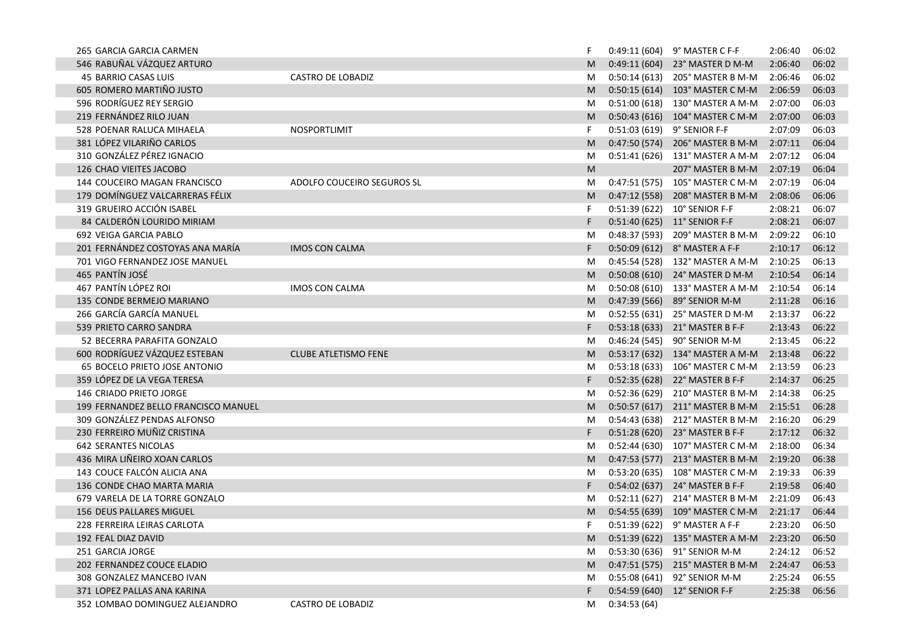| | | | | | | |
|---|---|---|---|---|---|---|
| 265 GARCIA GARCIA CARMEN | | F | 0:49:11 (604) | 9° MASTER C F-F | 2:06:40 | 06:02 |
| 546 RABUÑAL VÁZQUEZ ARTURO | | M | 0:49:11 (604) | 23° MASTER D M-M | 2:06:40 | 06:02 |
| 45 BARRIO CASAS LUIS | CASTRO DE LOBADIZ | M | 0:50:14 (613) | 205° MASTER B M-M | 2:06:46 | 06:02 |
| 605 ROMERO MARTIÑO JUSTO | | M | 0:50:15 (614) | 103° MASTER C M-M | 2:06:59 | 06:03 |
| 596 RODRÍGUEZ REY SERGIO | | M | 0:51:00 (618) | 130° MASTER A M-M | 2:07:00 | 06:03 |
| 219 FERNÁNDEZ RILO JUAN | | M | 0:50:43 (616) | 104° MASTER C M-M | 2:07:00 | 06:03 |
| 528 POENAR RALUCA MIHAELA | NOSPORTLIMIT | F | 0:51:03 (619) | 9° SENIOR F-F | 2:07:09 | 06:03 |
| 381 LÓPEZ VILARIÑO CARLOS | | M | 0:47:50 (574) | 206° MASTER B M-M | 2:07:11 | 06:04 |
| 310 GONZÁLEZ PÉREZ IGNACIO | | M | 0:51:41 (626) | 131° MASTER A M-M | 2:07:12 | 06:04 |
| 126 CHAO VIEITES JACOBO | | M | | 207° MASTER B M-M | 2:07:19 | 06:04 |
| 144 COUCEIRO MAGAN FRANCISCO | ADOLFO COUCEIRO SEGUROS SL | M | 0:47:51 (575) | 105° MASTER C M-M | 2:07:19 | 06:04 |
| 179 DOMÍNGUEZ VALCARRERAS FÉLIX | | M | 0:47:12 (558) | 208° MASTER B M-M | 2:08:06 | 06:06 |
| 319 GRUEIRO ACCIÓN ISABEL | | F | 0:51:39 (622) | 10° SENIOR F-F | 2:08:21 | 06:07 |
| 84 CALDERÓN LOURIDO MIRIAM | | F | 0:51:40 (625) | 11° SENIOR F-F | 2:08:21 | 06:07 |
| 692 VEIGA GARCIA PABLO | | M | 0:48:37 (593) | 209° MASTER B M-M | 2:09:22 | 06:10 |
| 201 FERNÁNDEZ COSTOYAS ANA MARÍA | IMOS CON CALMA | F | 0:50:09 (612) | 8° MASTER A F-F | 2:10:17 | 06:12 |
| 701 VIGO FERNANDEZ JOSE MANUEL | | M | 0:45:54 (528) | 132° MASTER A M-M | 2:10:25 | 06:13 |
| 465 PANTÍN JOSÉ | | M | 0:50:08 (610) | 24° MASTER D M-M | 2:10:54 | 06:14 |
| 467 PANTÍN LÓPEZ ROI | IMOS CON CALMA | M | 0:50:08 (610) | 133° MASTER A M-M | 2:10:54 | 06:14 |
| 135 CONDE BERMEJO MARIANO | | M | 0:47:39 (566) | 89° SENIOR M-M | 2:11:28 | 06:16 |
| 266 GARCÍA GARCÍA MANUEL | | M | 0:52:55 (631) | 25° MASTER D M-M | 2:13:37 | 06:22 |
| 539 PRIETO CARRO SANDRA | | F | 0:53:18 (633) | 21° MASTER B F-F | 2:13:43 | 06:22 |
| 52 BECERRA PARAFITA GONZALO | | M | 0:46:24 (545) | 90° SENIOR M-M | 2:13:45 | 06:22 |
| 600 RODRÍGUEZ VÁZQUEZ ESTEBAN | CLUBE ATLETISMO FENE | M | 0:53:17 (632) | 134° MASTER A M-M | 2:13:48 | 06:22 |
| 65 BOCELO PRIETO JOSE ANTONIO | | M | 0:53:18 (633) | 106° MASTER C M-M | 2:13:59 | 06:23 |
| 359 LÓPEZ DE LA VEGA TERESA | | F | 0:52:35 (628) | 22° MASTER B F-F | 2:14:37 | 06:25 |
| 146 CRIADO PRIETO JORGE | | M | 0:52:36 (629) | 210° MASTER B M-M | 2:14:38 | 06:25 |
| 199 FERNANDEZ BELLO FRANCISCO MANUEL | | M | 0:50:57 (617) | 211° MASTER B M-M | 2:15:51 | 06:28 |
| 309 GONZÁLEZ PENDAS ALFONSO | | M | 0:54:43 (638) | 212° MASTER B M-M | 2:16:20 | 06:29 |
| 230 FERREIRO MUÑIZ CRISTINA | | F | 0:51:28 (620) | 23° MASTER B F-F | 2:17:12 | 06:32 |
| 642 SERANTES NICOLAS | | M | 0:52:44 (630) | 107° MASTER C M-M | 2:18:00 | 06:34 |
| 436 MIRA LIÑEIRO XOAN CARLOS | | M | 0:47:53 (577) | 213° MASTER B M-M | 2:19:20 | 06:38 |
| 143 COUCE FALCÓN ALICIA ANA | | M | 0:53:20 (635) | 108° MASTER C M-M | 2:19:33 | 06:39 |
| 136 CONDE CHAO MARTA MARIA | | F | 0:54:02 (637) | 24° MASTER B F-F | 2:19:58 | 06:40 |
| 679 VARELA DE LA TORRE GONZALO | | M | 0:52:11 (627) | 214° MASTER B M-M | 2:21:09 | 06:43 |
| 156 DEUS PALLARES MIGUEL | | M | 0:54:55 (639) | 109° MASTER C M-M | 2:21:17 | 06:44 |
| 228 FERREIRA LEIRAS CARLOTA | | F | 0:51:39 (622) | 9° MASTER A F-F | 2:23:20 | 06:50 |
| 192 FEAL DIAZ DAVID | | M | 0:51:39 (622) | 135° MASTER A M-M | 2:23:20 | 06:50 |
| 251 GARCIA JORGE | | M | 0:53:30 (636) | 91° SENIOR M-M | 2:24:12 | 06:52 |
| 202 FERNANDEZ COUCE ELADIO | | M | 0:47:51 (575) | 215° MASTER B M-M | 2:24:47 | 06:53 |
| 308 GONZALEZ MANCEBO IVAN | | M | 0:55:08 (641) | 92° SENIOR M-M | 2:25:24 | 06:55 |
| 371 LOPEZ PALLAS ANA KARINA | | F | 0:54:59 (640) | 12° SENIOR F-F | 2:25:38 | 06:56 |
| 352 LOMBAO DOMINGUEZ ALEJANDRO | CASTRO DE LOBADIZ | M | 0:34:53 (64) | | | |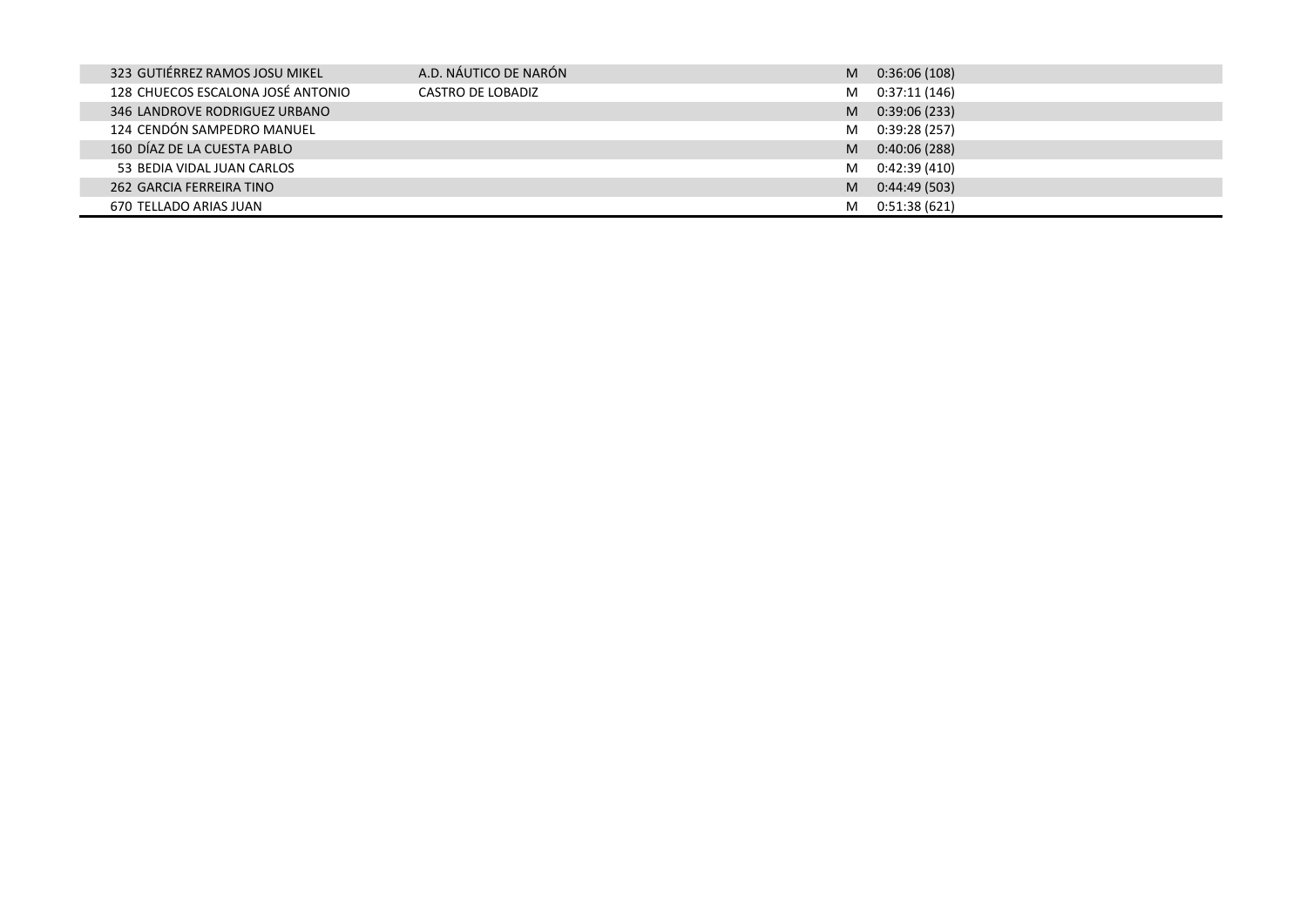| | | | | |
|---|---|---|---|---|
| 323 | GUTIÉRREZ RAMOS JOSU MIKEL | A.D. NÁUTICO DE NARÓN | M | 0:36:06 (108) |
| 128 | CHUECOS ESCALONA JOSÉ ANTONIO | CASTRO DE LOBADIZ | M | 0:37:11 (146) |
| 346 | LANDROVE RODRIGUEZ URBANO | | M | 0:39:06 (233) |
| 124 | CENDÓN SAMPEDRO MANUEL | | M | 0:39:28 (257) |
| 160 | DÍAZ DE LA CUESTA PABLO | | M | 0:40:06 (288) |
| 53 | BEDIA VIDAL JUAN CARLOS | | M | 0:42:39 (410) |
| 262 | GARCIA FERREIRA TINO | | M | 0:44:49 (503) |
| 670 | TELLADO ARIAS JUAN | | M | 0:51:38 (621) |